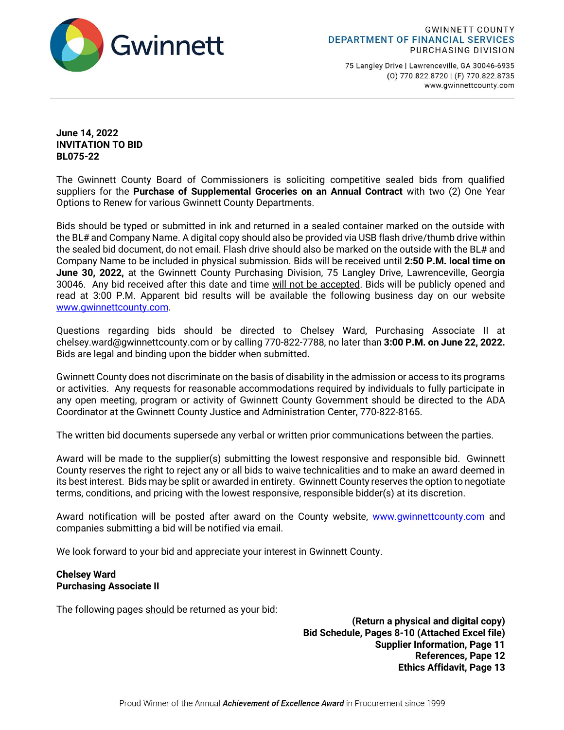Gwinnett

GWINNETT COUNTY
DEPARTMENT OF FINANCIAL SERVICES
PURCHASING DIVISION

75 Langley Drive | Lawrenceville, GA 30046-6935
(O) 770.822.8720 | (F) 770.822.8735
www.gwinnettcounty.com

**June 14, 2022**
**INVITATION TO BID**
**BL075-22**

The Gwinnett County Board of Commissioners is soliciting competitive sealed bids from qualified suppliers for the **Purchase of Supplemental Groceries on an Annual Contract** with two (2) One Year Options to Renew for various Gwinnett County Departments.

Bids should be typed or submitted in ink and returned in a sealed container marked on the outside with the BL# and Company Name. A digital copy should also be provided via USB flash drive/thumb drive within the sealed bid document, do not email. Flash drive should also be marked on the outside with the BL# and Company Name to be included in physical submission. Bids will be received until **2:50 P.M. local time on June 30, 2022,** at the Gwinnett County Purchasing Division, 75 Langley Drive, Lawrenceville, Georgia 30046. Any bid received after this date and time will not be accepted. Bids will be publicly opened and read at 3:00 P.M. Apparent bid results will be available the following business day on our website www.gwinnettcounty.com.

Questions regarding bids should be directed to Chelsey Ward, Purchasing Associate II at chelsey.ward@gwinnettcounty.com or by calling 770-822-7788, no later than **3:00 P.M. on June 22, 2022.** Bids are legal and binding upon the bidder when submitted.

Gwinnett County does not discriminate on the basis of disability in the admission or access to its programs or activities. Any requests for reasonable accommodations required by individuals to fully participate in any open meeting, program or activity of Gwinnett County Government should be directed to the ADA Coordinator at the Gwinnett County Justice and Administration Center, 770-822-8165.

The written bid documents supersede any verbal or written prior communications between the parties.

Award will be made to the supplier(s) submitting the lowest responsive and responsible bid. Gwinnett County reserves the right to reject any or all bids to waive technicalities and to make an award deemed in its best interest. Bids may be split or awarded in entirety. Gwinnett County reserves the option to negotiate terms, conditions, and pricing with the lowest responsive, responsible bidder(s) at its discretion.

Award notification will be posted after award on the County website, www.gwinnettcounty.com and companies submitting a bid will be notified via email.

We look forward to your bid and appreciate your interest in Gwinnett County.

**Chelsey Ward**
**Purchasing Associate II**

The following pages should be returned as your bid:

**(Return a physical and digital copy)**
**Bid Schedule, Pages 8-10 (Attached Excel file)**
**Supplier Information, Page 11**
**References, Page 12**
**Ethics Affidavit, Page 13**

Proud Winner of the Annual ***Achievement of Excellence Award*** in Procurement since 1999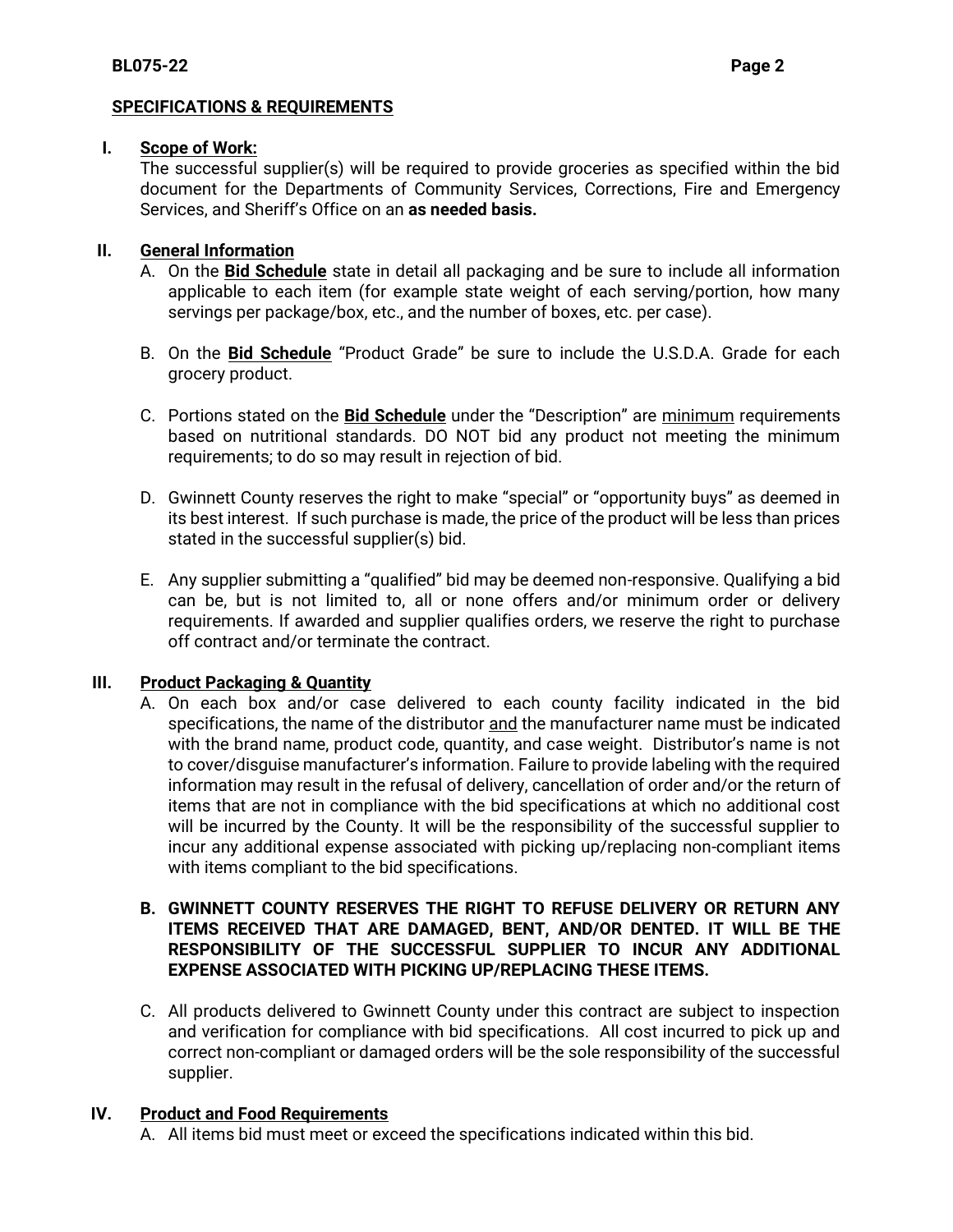## SPECIFICATIONS & REQUIREMENTS

### I. Scope of Work:

The successful supplier(s) will be required to provide groceries as specified within the bid document for the Departments of Community Services, Corrections, Fire and Emergency Services, and Sheriff's Office on an **as needed basis.**

### II. General Information

A. On the **Bid Schedule** state in detail all packaging and be sure to include all information applicable to each item (for example state weight of each serving/portion, how many servings per package/box, etc., and the number of boxes, etc. per case).

B. On the **Bid Schedule** "Product Grade" be sure to include the U.S.D.A. Grade for each grocery product.

C. Portions stated on the **Bid Schedule** under the "Description" are minimum requirements based on nutritional standards. DO NOT bid any product not meeting the minimum requirements; to do so may result in rejection of bid.

D. Gwinnett County reserves the right to make "special" or "opportunity buys" as deemed in its best interest. If such purchase is made, the price of the product will be less than prices stated in the successful supplier(s) bid.

E. Any supplier submitting a "qualified" bid may be deemed non-responsive. Qualifying a bid can be, but is not limited to, all or none offers and/or minimum order or delivery requirements. If awarded and supplier qualifies orders, we reserve the right to purchase off contract and/or terminate the contract.

### III. Product Packaging & Quantity

A. On each box and/or case delivered to each county facility indicated in the bid specifications, the name of the distributor and the manufacturer name must be indicated with the brand name, product code, quantity, and case weight. Distributor's name is not to cover/disguise manufacturer's information. Failure to provide labeling with the required information may result in the refusal of delivery, cancellation of order and/or the return of items that are not in compliance with the bid specifications at which no additional cost will be incurred by the County. It will be the responsibility of the successful supplier to incur any additional expense associated with picking up/replacing non-compliant items with items compliant to the bid specifications.

**B. GWINNETT COUNTY RESERVES THE RIGHT TO REFUSE DELIVERY OR RETURN ANY ITEMS RECEIVED THAT ARE DAMAGED, BENT, AND/OR DENTED. IT WILL BE THE RESPONSIBILITY OF THE SUCCESSFUL SUPPLIER TO INCUR ANY ADDITIONAL EXPENSE ASSOCIATED WITH PICKING UP/REPLACING THESE ITEMS.**

C. All products delivered to Gwinnett County under this contract are subject to inspection and verification for compliance with bid specifications. All cost incurred to pick up and correct non-compliant or damaged orders will be the sole responsibility of the successful supplier.

### IV. Product and Food Requirements

A. All items bid must meet or exceed the specifications indicated within this bid.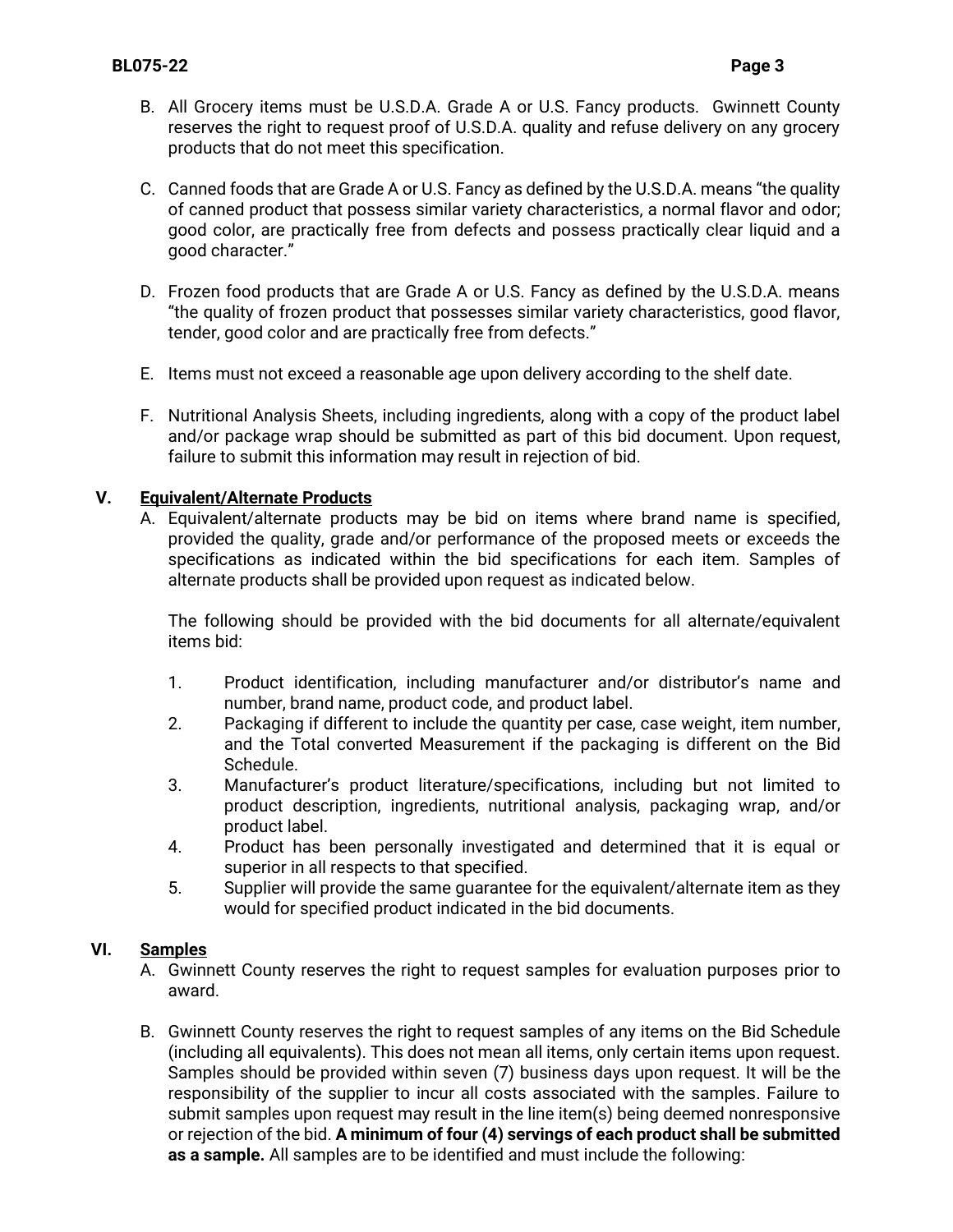B. All Grocery items must be U.S.D.A. Grade A or U.S. Fancy products. Gwinnett County reserves the right to request proof of U.S.D.A. quality and refuse delivery on any grocery products that do not meet this specification.

C. Canned foods that are Grade A or U.S. Fancy as defined by the U.S.D.A. means "the quality of canned product that possess similar variety characteristics, a normal flavor and odor; good color, are practically free from defects and possess practically clear liquid and a good character."

D. Frozen food products that are Grade A or U.S. Fancy as defined by the U.S.D.A. means "the quality of frozen product that possesses similar variety characteristics, good flavor, tender, good color and are practically free from defects."

E. Items must not exceed a reasonable age upon delivery according to the shelf date.

F. Nutritional Analysis Sheets, including ingredients, along with a copy of the product label and/or package wrap should be submitted as part of this bid document. Upon request, failure to submit this information may result in rejection of bid.

## V. Equivalent/Alternate Products

A. Equivalent/alternate products may be bid on items where brand name is specified, provided the quality, grade and/or performance of the proposed meets or exceeds the specifications as indicated within the bid specifications for each item. Samples of alternate products shall be provided upon request as indicated below.

The following should be provided with the bid documents for all alternate/equivalent items bid:

1. Product identification, including manufacturer and/or distributor's name and number, brand name, product code, and product label.
2. Packaging if different to include the quantity per case, case weight, item number, and the Total converted Measurement if the packaging is different on the Bid Schedule.
3. Manufacturer's product literature/specifications, including but not limited to product description, ingredients, nutritional analysis, packaging wrap, and/or product label.
4. Product has been personally investigated and determined that it is equal or superior in all respects to that specified.
5. Supplier will provide the same guarantee for the equivalent/alternate item as they would for specified product indicated in the bid documents.

## VI. Samples

A. Gwinnett County reserves the right to request samples for evaluation purposes prior to award.

B. Gwinnett County reserves the right to request samples of any items on the Bid Schedule (including all equivalents). This does not mean all items, only certain items upon request. Samples should be provided within seven (7) business days upon request. It will be the responsibility of the supplier to incur all costs associated with the samples. Failure to submit samples upon request may result in the line item(s) being deemed nonresponsive or rejection of the bid. **A minimum of four (4) servings of each product shall be submitted as a sample.** All samples are to be identified and must include the following: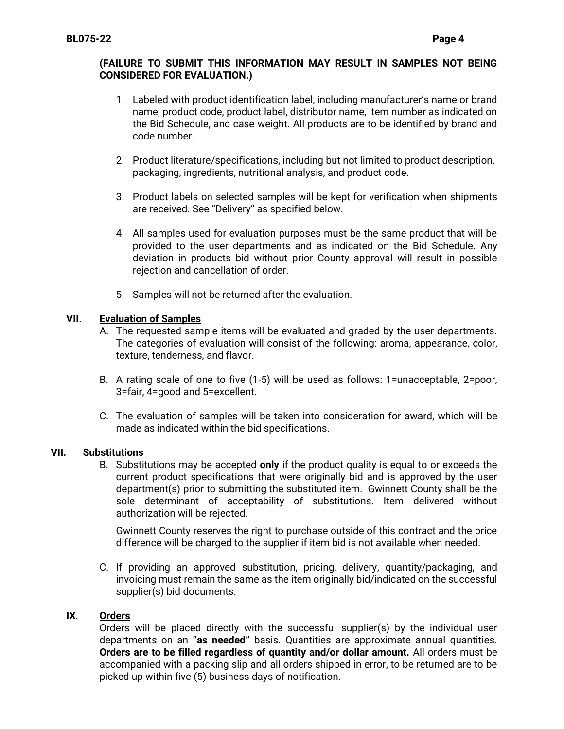**(FAILURE TO SUBMIT THIS INFORMATION MAY RESULT IN SAMPLES NOT BEING CONSIDERED FOR EVALUATION.)**

1. Labeled with product identification label, including manufacturer's name or brand name, product code, product label, distributor name, item number as indicated on the Bid Schedule, and case weight. All products are to be identified by brand and code number.

2. Product literature/specifications, including but not limited to product description, packaging, ingredients, nutritional analysis, and product code.

3. Product labels on selected samples will be kept for verification when shipments are received. See "Delivery" as specified below.

4. All samples used for evaluation purposes must be the same product that will be provided to the user departments and as indicated on the Bid Schedule. Any deviation in products bid without prior County approval will result in possible rejection and cancellation of order.

5. Samples will not be returned after the evaluation.

## VII. Evaluation of Samples

A. The requested sample items will be evaluated and graded by the user departments. The categories of evaluation will consist of the following: aroma, appearance, color, texture, tenderness, and flavor.

B. A rating scale of one to five (1-5) will be used as follows: 1=unacceptable, 2=poor, 3=fair, 4=good and 5=excellent.

C. The evaluation of samples will be taken into consideration for award, which will be made as indicated within the bid specifications.

## VII. Substitutions

B. Substitutions may be accepted **only** if the product quality is equal to or exceeds the current product specifications that were originally bid and is approved by the user department(s) prior to submitting the substituted item. Gwinnett County shall be the sole determinant of acceptability of substitutions. Item delivered without authorization will be rejected.

Gwinnett County reserves the right to purchase outside of this contract and the price difference will be charged to the supplier if item bid is not available when needed.

C. If providing an approved substitution, pricing, delivery, quantity/packaging, and invoicing must remain the same as the item originally bid/indicated on the successful supplier(s) bid documents.

## IX. Orders

Orders will be placed directly with the successful supplier(s) by the individual user departments on an **"as needed"** basis. Quantities are approximate annual quantities. **Orders are to be filled regardless of quantity and/or dollar amount.** All orders must be accompanied with a packing slip and all orders shipped in error, to be returned are to be picked up within five (5) business days of notification.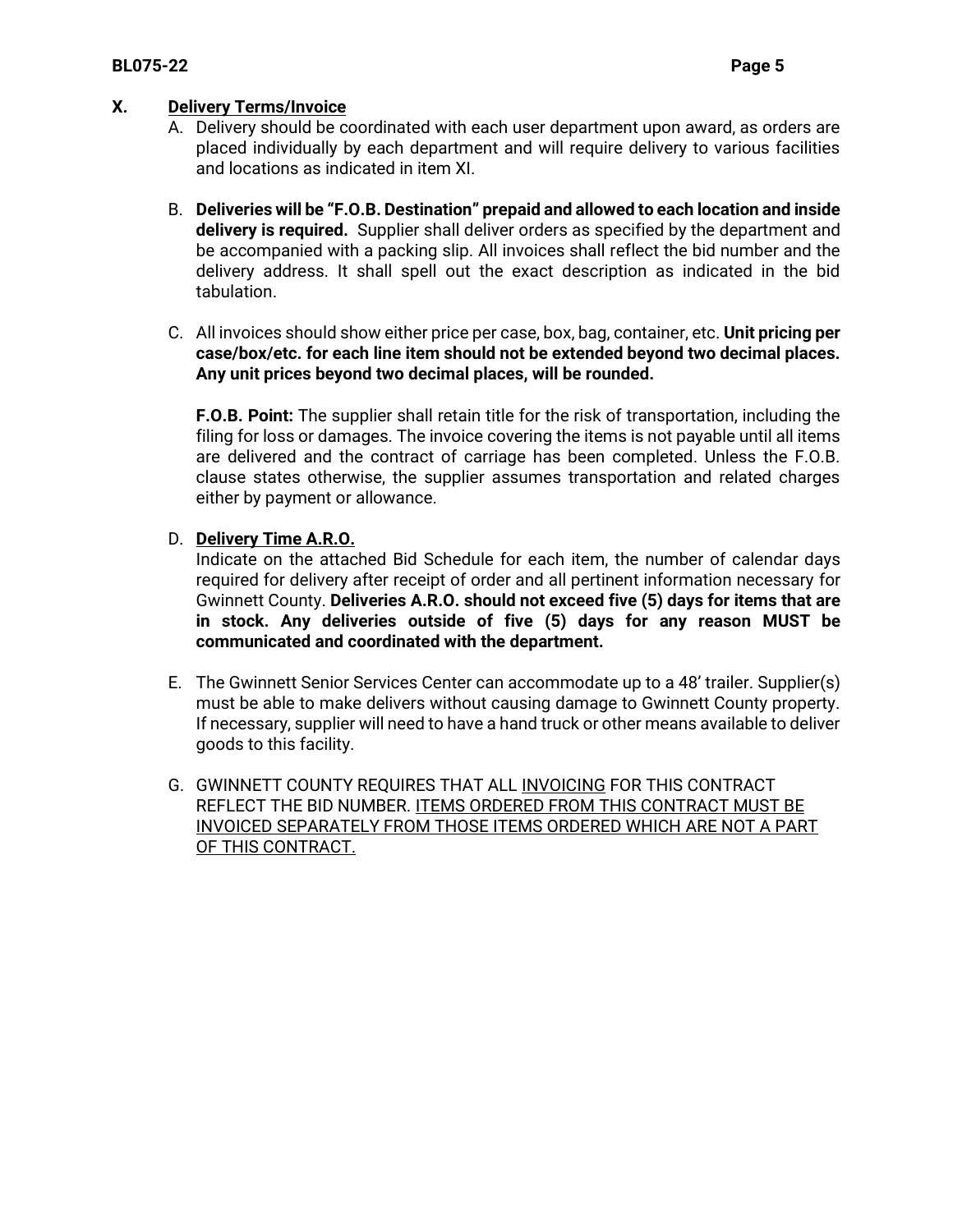## X. <u>Delivery Terms/Invoice</u>

A. Delivery should be coordinated with each user department upon award, as orders are placed individually by each department and will require delivery to various facilities and locations as indicated in item XI.

B. **Deliveries will be "F.O.B. Destination" prepaid and allowed to each location and inside delivery is required.** Supplier shall deliver orders as specified by the department and be accompanied with a packing slip. All invoices shall reflect the bid number and the delivery address. It shall spell out the exact description as indicated in the bid tabulation.

C. All invoices should show either price per case, box, bag, container, etc. **Unit pricing per case/box/etc. for each line item should not be extended beyond two decimal places. Any unit prices beyond two decimal places, will be rounded.**

   **F.O.B. Point:** The supplier shall retain title for the risk of transportation, including the filing for loss or damages. The invoice covering the items is not payable until all items are delivered and the contract of carriage has been completed. Unless the F.O.B. clause states otherwise, the supplier assumes transportation and related charges either by payment or allowance.

D. <u>**Delivery Time A.R.O.**</u>

   Indicate on the attached Bid Schedule for each item, the number of calendar days required for delivery after receipt of order and all pertinent information necessary for Gwinnett County. **Deliveries A.R.O. should not exceed five (5) days for items that are in stock. Any deliveries outside of five (5) days for any reason MUST be communicated and coordinated with the department.**

E. The Gwinnett Senior Services Center can accommodate up to a 48' trailer. Supplier(s) must be able to make delivers without causing damage to Gwinnett County property. If necessary, supplier will need to have a hand truck or other means available to deliver goods to this facility.

G. GWINNETT COUNTY REQUIRES THAT ALL <u>INVOICING</u> FOR THIS CONTRACT REFLECT THE BID NUMBER. <u>ITEMS ORDERED FROM THIS CONTRACT MUST BE INVOICED SEPARATELY FROM THOSE ITEMS ORDERED WHICH ARE NOT A PART OF THIS CONTRACT.</u>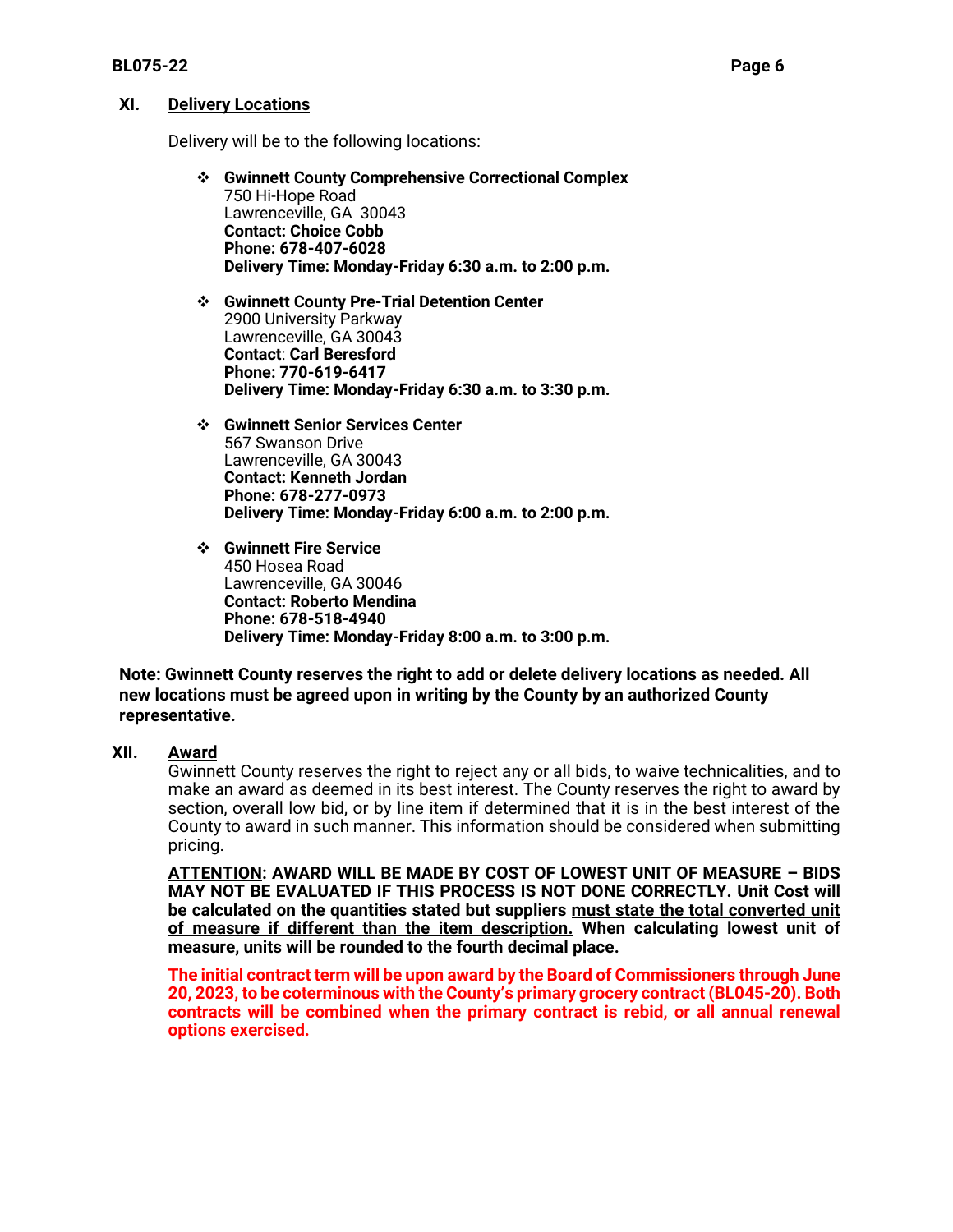## XI. Delivery Locations

Delivery will be to the following locations:

- **Gwinnett County Comprehensive Correctional Complex**
  750 Hi-Hope Road
  Lawrenceville, GA 30043
  **Contact: Choice Cobb**
  **Phone: 678-407-6028**
  **Delivery Time: Monday-Friday 6:30 a.m. to 2:00 p.m.**

- **Gwinnett County Pre-Trial Detention Center**
  2900 University Parkway
  Lawrenceville, GA 30043
  **Contact**: **Carl Beresford**
  **Phone: 770-619-6417**
  **Delivery Time: Monday-Friday 6:30 a.m. to 3:30 p.m.**

- **Gwinnett Senior Services Center**
  567 Swanson Drive
  Lawrenceville, GA 30043
  **Contact: Kenneth Jordan**
  **Phone: 678-277-0973**
  **Delivery Time: Monday-Friday 6:00 a.m. to 2:00 p.m.**

- **Gwinnett Fire Service**
  450 Hosea Road
  Lawrenceville, GA 30046
  **Contact: Roberto Mendina**
  **Phone: 678-518-4940**
  **Delivery Time: Monday-Friday 8:00 a.m. to 3:00 p.m.**

**Note: Gwinnett County reserves the right to add or delete delivery locations as needed. All new locations must be agreed upon in writing by the County by an authorized County representative.**

## XII. Award

Gwinnett County reserves the right to reject any or all bids, to waive technicalities, and to make an award as deemed in its best interest. The County reserves the right to award by section, overall low bid, or by line item if determined that it is in the best interest of the County to award in such manner. This information should be considered when submitting pricing.

**ATTENTION: AWARD WILL BE MADE BY COST OF LOWEST UNIT OF MEASURE – BIDS MAY NOT BE EVALUATED IF THIS PROCESS IS NOT DONE CORRECTLY. Unit Cost will be calculated on the quantities stated but suppliers must state the total converted unit of measure if different than the item description. When calculating lowest unit of measure, units will be rounded to the fourth decimal place.**

**The initial contract term will be upon award by the Board of Commissioners through June 20, 2023, to be coterminous with the County's primary grocery contract (BL045-20). Both contracts will be combined when the primary contract is rebid, or all annual renewal options exercised.**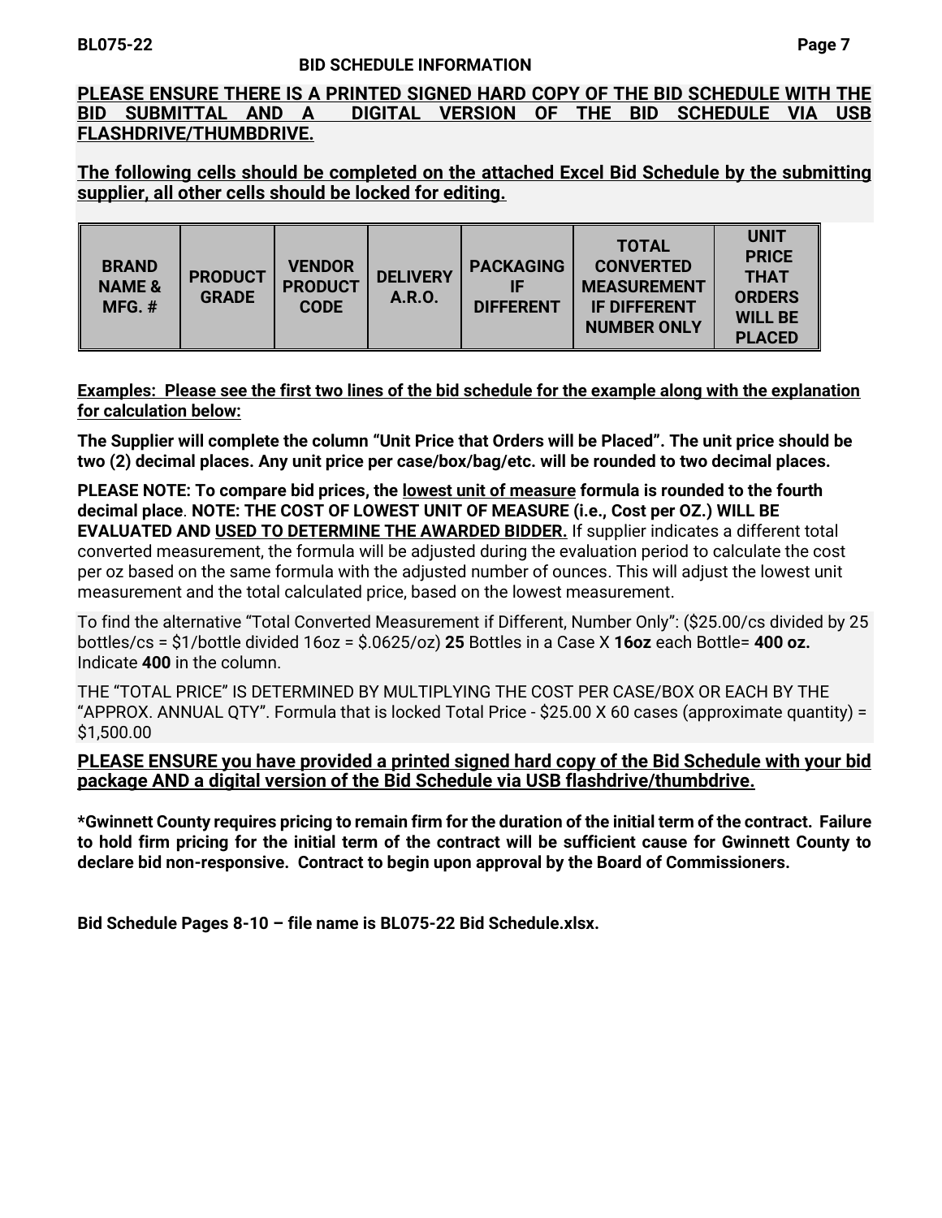## BID SCHEDULE INFORMATION

**PLEASE ENSURE THERE IS A PRINTED SIGNED HARD COPY OF THE BID SCHEDULE WITH THE BID SUBMITTAL AND A DIGITAL VERSION OF THE BID SCHEDULE VIA USB FLASHDRIVE/THUMBDRIVE.**

**The following cells should be completed on the attached Excel Bid Schedule by the submitting supplier, all other cells should be locked for editing.**

| BRAND NAME & MFG. # | PRODUCT GRADE | VENDOR PRODUCT CODE | DELIVERY A.R.O. | PACKAGING IF DIFFERENT | TOTAL CONVERTED MEASUREMENT IF DIFFERENT NUMBER ONLY | UNIT PRICE THAT ORDERS WILL BE PLACED |
|---|---|---|---|---|---|---|

**Examples: Please see the first two lines of the bid schedule for the example along with the explanation for calculation below:**

**The Supplier will complete the column "Unit Price that Orders will be Placed". The unit price should be two (2) decimal places. Any unit price per case/box/bag/etc. will be rounded to two decimal places.**

**PLEASE NOTE: To compare bid prices, the lowest unit of measure formula is rounded to the fourth decimal place**. **NOTE: THE COST OF LOWEST UNIT OF MEASURE (i.e., Cost per OZ.) WILL BE EVALUATED AND USED TO DETERMINE THE AWARDED BIDDER.** If supplier indicates a different total converted measurement, the formula will be adjusted during the evaluation period to calculate the cost per oz based on the same formula with the adjusted number of ounces. This will adjust the lowest unit measurement and the total calculated price, based on the lowest measurement.

To find the alternative "Total Converted Measurement if Different, Number Only": ($25.00/cs divided by 25 bottles/cs = $1/bottle divided 16oz = $.0625/oz) **25** Bottles in a Case X **16oz** each Bottle= **400 oz.** Indicate **400** in the column.

THE "TOTAL PRICE" IS DETERMINED BY MULTIPLYING THE COST PER CASE/BOX OR EACH BY THE "APPROX. ANNUAL QTY". Formula that is locked Total Price - $25.00 X 60 cases (approximate quantity) = $1,500.00

**PLEASE ENSURE you have provided a printed signed hard copy of the Bid Schedule with your bid package AND a digital version of the Bid Schedule via USB flashdrive/thumbdrive.**

**\*Gwinnett County requires pricing to remain firm for the duration of the initial term of the contract. Failure to hold firm pricing for the initial term of the contract will be sufficient cause for Gwinnett County to declare bid non-responsive. Contract to begin upon approval by the Board of Commissioners.**

**Bid Schedule Pages 8-10 – file name is BL075-22 Bid Schedule.xlsx.**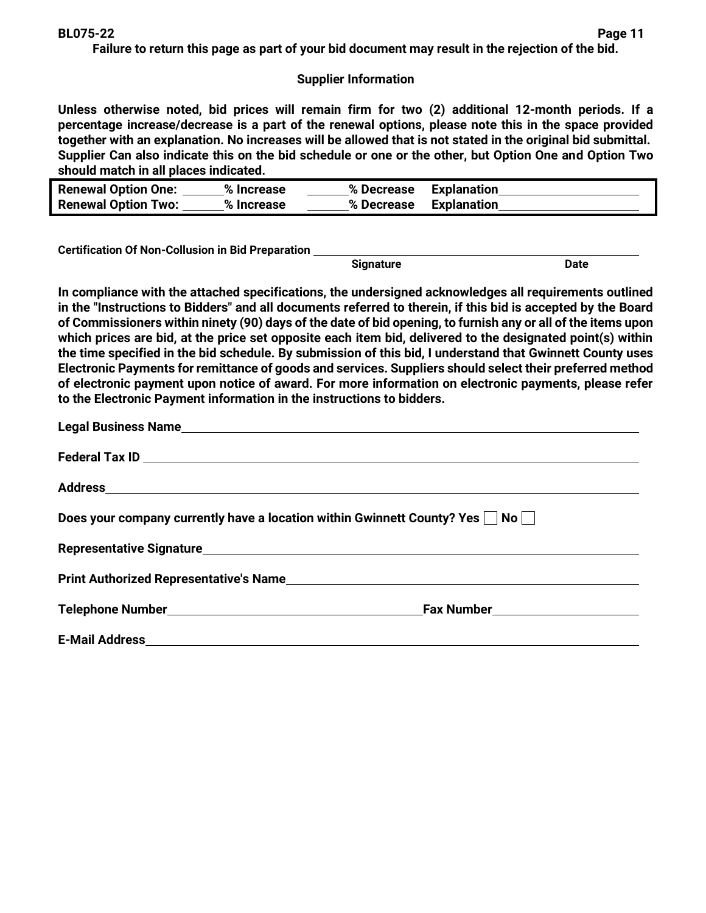**Failure to return this page as part of your bid document may result in the rejection of the bid.**

## Supplier Information

**Unless otherwise noted, bid prices will remain firm for two (2) additional 12-month periods. If a percentage increase/decrease is a part of the renewal options, please note this in the space provided together with an explanation. No increases will be allowed that is not stated in the original bid submittal. Supplier Can also indicate this on the bid schedule or one or the other, but Option One and Option Two should match in all places indicated.**

| | | | |
|---|---|---|---|
| **Renewal Option One:** ______ | **% Increase** ______ | **% Decrease** | **Explanation**____________________ |
| **Renewal Option Two:** ______ | **% Increase** ______ | **% Decrease** | **Explanation**____________________ |

**Certification Of Non-Collusion in Bid Preparation** ________________________________________________

**Signature** **Date**

**In compliance with the attached specifications, the undersigned acknowledges all requirements outlined in the "Instructions to Bidders" and all documents referred to therein, if this bid is accepted by the Board of Commissioners within ninety (90) days of the date of bid opening, to furnish any or all of the items upon which prices are bid, at the price set opposite each item bid, delivered to the designated point(s) within the time specified in the bid schedule. By submission of this bid, I understand that Gwinnett County uses Electronic Payments for remittance of goods and services. Suppliers should select their preferred method of electronic payment upon notice of award. For more information on electronic payments, please refer to the Electronic Payment information in the instructions to bidders.**

**Legal Business Name**________________________________________________

**Federal Tax ID** ________________________________________________

**Address**________________________________________________

**Does your company currently have a location within Gwinnett County? Yes** ☐ **No** ☐

**Representative Signature**________________________________________________

**Print Authorized Representative's Name**________________________________________________

**Telephone Number**____________________________ **Fax Number**____________________

**E-Mail Address**________________________________________________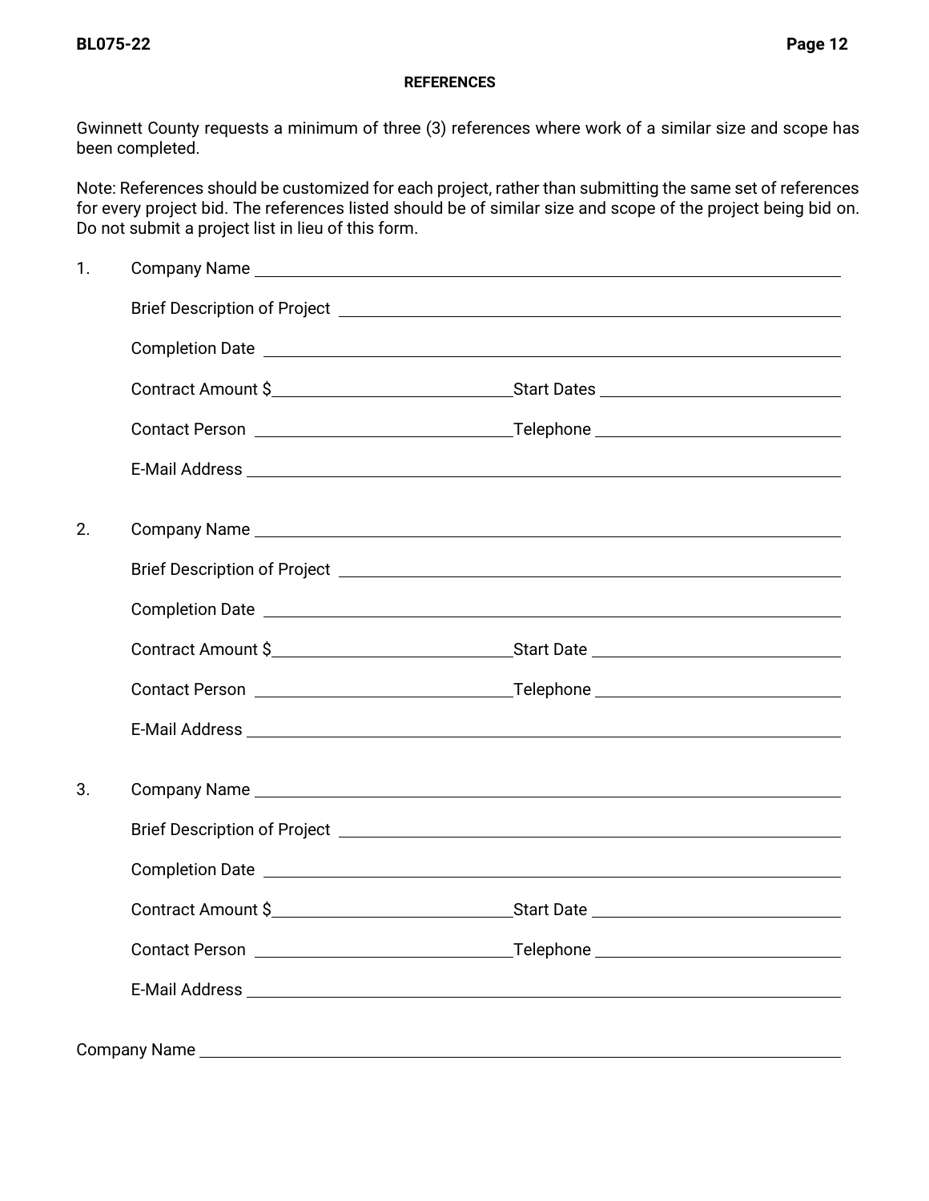## REFERENCES

Gwinnett County requests a minimum of three (3) references where work of a similar size and scope has been completed.

Note: References should be customized for each project, rather than submitting the same set of references for every project bid. The references listed should be of similar size and scope of the project being bid on. Do not submit a project list in lieu of this form.

1. Company Name ______________________________

   Brief Description of Project ______________________________

   Completion Date ______________________________

   Contract Amount $______________________________ Start Dates ______________________________

   Contact Person ______________________________ Telephone ______________________________

   E-Mail Address ______________________________

2. Company Name ______________________________

   Brief Description of Project ______________________________

   Completion Date ______________________________

   Contract Amount $______________________________ Start Date ______________________________

   Contact Person ______________________________ Telephone ______________________________

   E-Mail Address ______________________________

3. Company Name ______________________________

   Brief Description of Project ______________________________

   Completion Date ______________________________

   Contract Amount $______________________________ Start Date ______________________________

   Contact Person ______________________________ Telephone ______________________________

   E-Mail Address ______________________________

Company Name ______________________________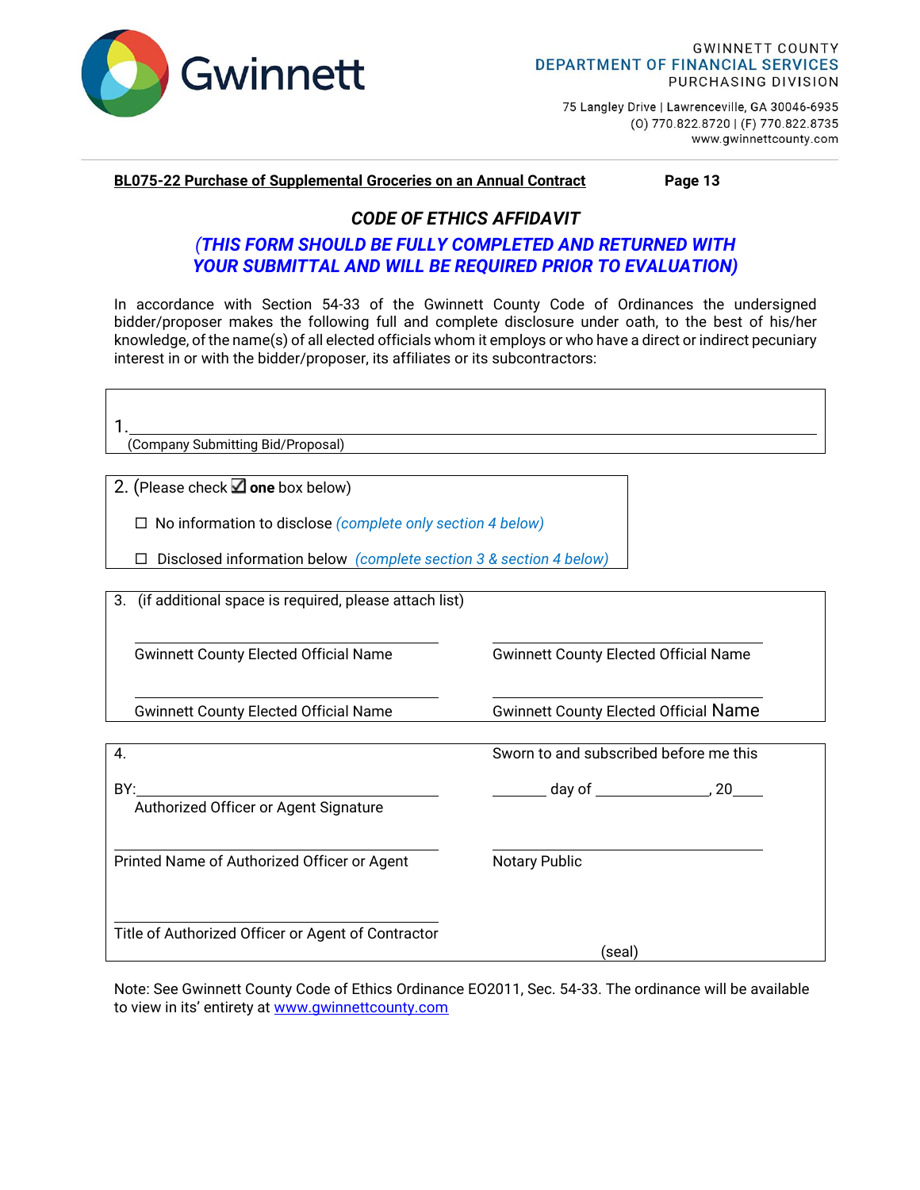GWINNETT COUNTY
DEPARTMENT OF FINANCIAL SERVICES
PURCHASING DIVISION

75 Langley Drive | Lawrenceville, GA 30046-6935
(O) 770.822.8720 | (F) 770.822.8735
www.gwinnettcounty.com

**BL075-22 Purchase of Supplemental Groceries on an Annual Contract** **Page 13**

## *CODE OF ETHICS AFFIDAVIT*

***(THIS FORM SHOULD BE FULLY COMPLETED AND RETURNED WITH YOUR SUBMITTAL AND WILL BE REQUIRED PRIOR TO EVALUATION)***

In accordance with Section 54-33 of the Gwinnett County Code of Ordinances the undersigned bidder/proposer makes the following full and complete disclosure under oath, to the best of his/her knowledge, of the name(s) of all elected officials whom it employs or who have a direct or indirect pecuniary interest in or with the bidder/proposer, its affiliates or its subcontractors:

1. ______________________________________________
(Company Submitting Bid/Proposal)

2. (Please check ☑ **one** box below)

☐ No information to disclose *(complete only section 4 below)*

☐ Disclosed information below *(complete section 3 & section 4 below)*

3. (if additional space is required, please attach list)

| | |
|---|---|
| ______________________________ | ______________________________ |
| Gwinnett County Elected Official Name | Gwinnett County Elected Official Name |
| ______________________________ | ______________________________ |
| Gwinnett County Elected Official Name | Gwinnett County Elected Official Name |

4.

| | |
|---|---|
| | Sworn to and subscribed before me this |
| BY: ______________________________ | _______ day of _______________, 20____ |
| Authorized Officer or Agent Signature | |
| ______________________________ | ______________________________ |
| Printed Name of Authorized Officer or Agent | Notary Public |
| ______________________________ | |
| Title of Authorized Officer or Agent of Contractor | (seal) |

Note: See Gwinnett County Code of Ethics Ordinance EO2011, Sec. 54-33. The ordinance will be available to view in its' entirety at [www.gwinnettcounty.com](www.gwinnettcounty.com)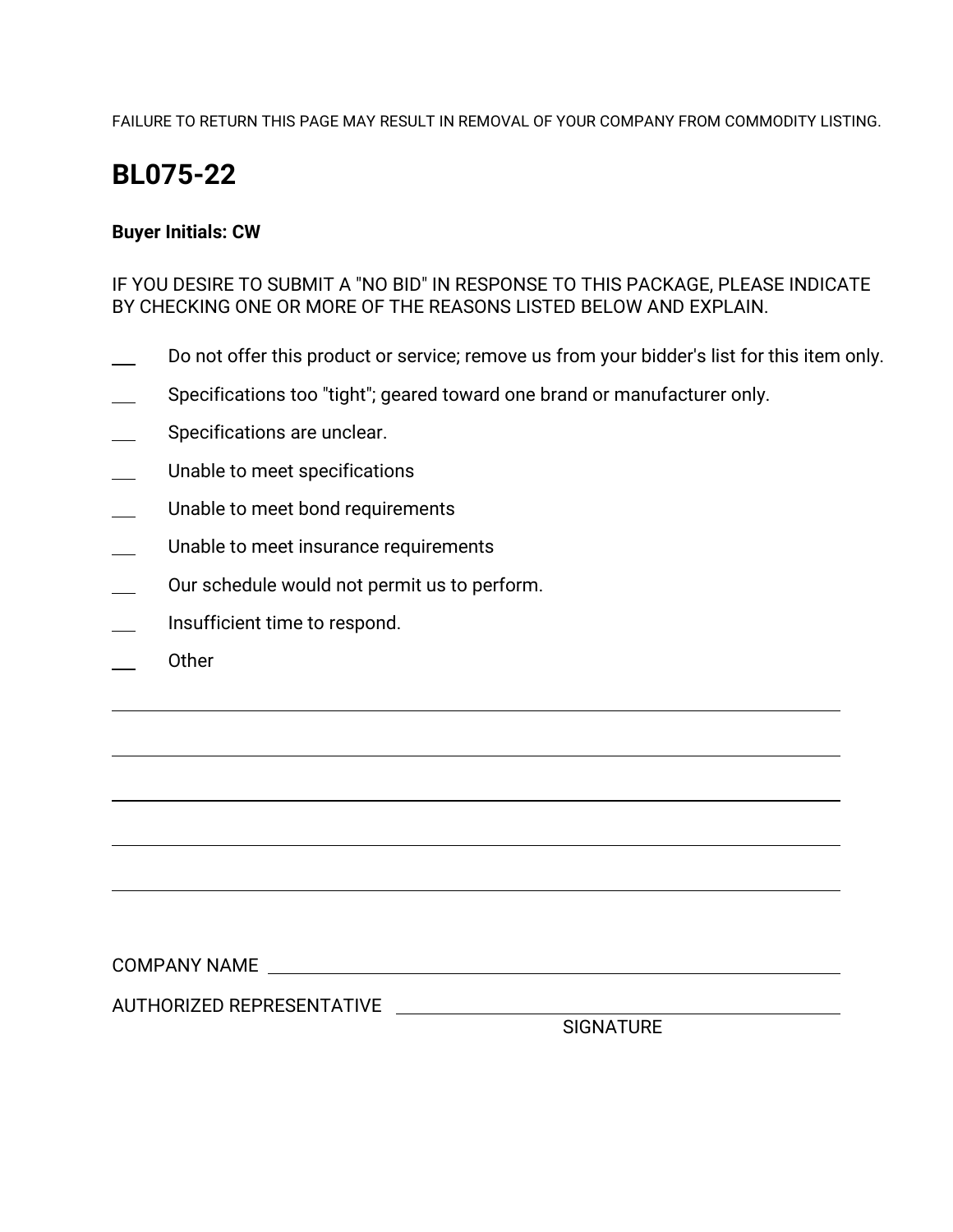FAILURE TO RETURN THIS PAGE MAY RESULT IN REMOVAL OF YOUR COMPANY FROM COMMODITY LISTING.

# BL075-22

**Buyer Initials: CW**

IF YOU DESIRE TO SUBMIT A "NO BID" IN RESPONSE TO THIS PACKAGE, PLEASE INDICATE BY CHECKING ONE OR MORE OF THE REASONS LISTED BELOW AND EXPLAIN.

___ Do not offer this product or service; remove us from your bidder's list for this item only.

___ Specifications too "tight"; geared toward one brand or manufacturer only.

___ Specifications are unclear.

___ Unable to meet specifications

___ Unable to meet bond requirements

___ Unable to meet insurance requirements

___ Our schedule would not permit us to perform.

___ Insufficient time to respond.

___ Other

______________________________________________________________________

______________________________________________________________________

______________________________________________________________________

______________________________________________________________________

______________________________________________________________________

COMPANY NAME ______________________________________________________

AUTHORIZED REPRESENTATIVE ________________________________________

SIGNATURE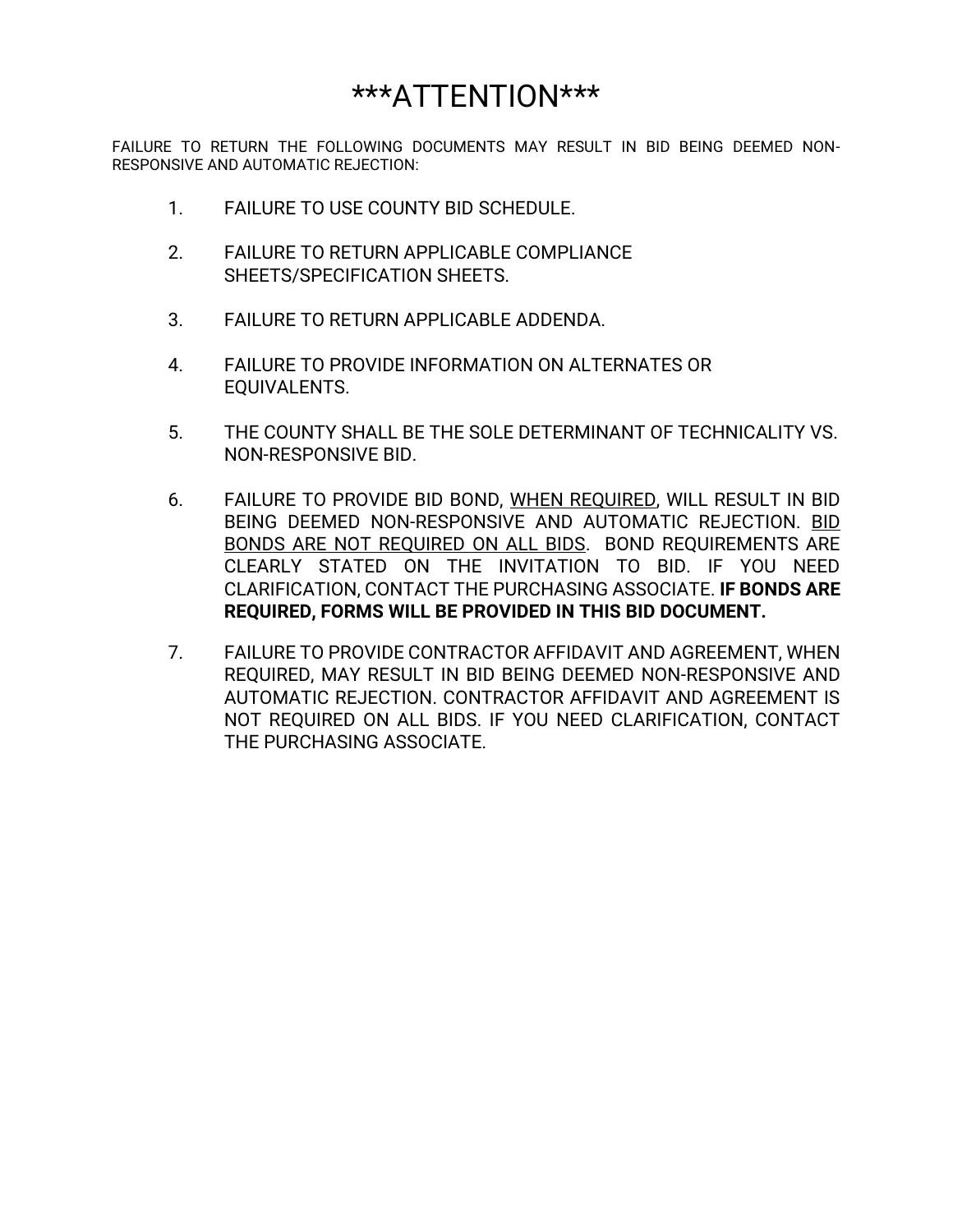# \*\*\*ATTENTION\*\*\*

FAILURE TO RETURN THE FOLLOWING DOCUMENTS MAY RESULT IN BID BEING DEEMED NON-RESPONSIVE AND AUTOMATIC REJECTION:

1. FAILURE TO USE COUNTY BID SCHEDULE.

2. FAILURE TO RETURN APPLICABLE COMPLIANCE SHEETS/SPECIFICATION SHEETS.

3. FAILURE TO RETURN APPLICABLE ADDENDA.

4. FAILURE TO PROVIDE INFORMATION ON ALTERNATES OR EQUIVALENTS.

5. THE COUNTY SHALL BE THE SOLE DETERMINANT OF TECHNICALITY VS. NON-RESPONSIVE BID.

6. FAILURE TO PROVIDE BID BOND, WHEN REQUIRED, WILL RESULT IN BID BEING DEEMED NON-RESPONSIVE AND AUTOMATIC REJECTION. BID BONDS ARE NOT REQUIRED ON ALL BIDS. BOND REQUIREMENTS ARE CLEARLY STATED ON THE INVITATION TO BID. IF YOU NEED CLARIFICATION, CONTACT THE PURCHASING ASSOCIATE. **IF BONDS ARE REQUIRED, FORMS WILL BE PROVIDED IN THIS BID DOCUMENT.**

7. FAILURE TO PROVIDE CONTRACTOR AFFIDAVIT AND AGREEMENT, WHEN REQUIRED, MAY RESULT IN BID BEING DEEMED NON-RESPONSIVE AND AUTOMATIC REJECTION. CONTRACTOR AFFIDAVIT AND AGREEMENT IS NOT REQUIRED ON ALL BIDS. IF YOU NEED CLARIFICATION, CONTACT THE PURCHASING ASSOCIATE.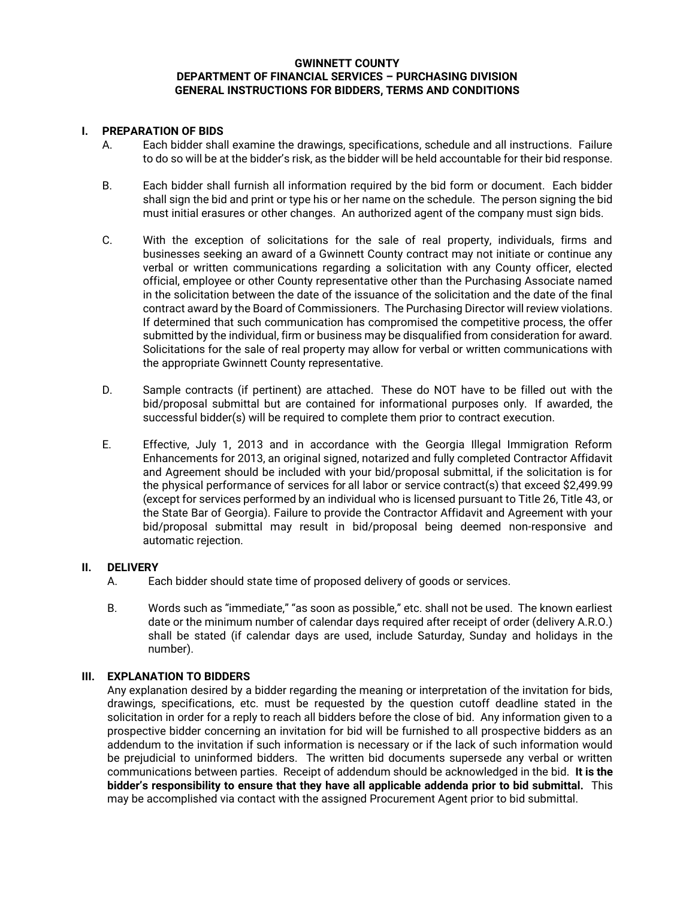**GWINNETT COUNTY**
**DEPARTMENT OF FINANCIAL SERVICES – PURCHASING DIVISION**
**GENERAL INSTRUCTIONS FOR BIDDERS, TERMS AND CONDITIONS**

## I. PREPARATION OF BIDS

A. Each bidder shall examine the drawings, specifications, schedule and all instructions. Failure to do so will be at the bidder's risk, as the bidder will be held accountable for their bid response.

B. Each bidder shall furnish all information required by the bid form or document. Each bidder shall sign the bid and print or type his or her name on the schedule. The person signing the bid must initial erasures or other changes. An authorized agent of the company must sign bids.

C. With the exception of solicitations for the sale of real property, individuals, firms and businesses seeking an award of a Gwinnett County contract may not initiate or continue any verbal or written communications regarding a solicitation with any County officer, elected official, employee or other County representative other than the Purchasing Associate named in the solicitation between the date of the issuance of the solicitation and the date of the final contract award by the Board of Commissioners. The Purchasing Director will review violations. If determined that such communication has compromised the competitive process, the offer submitted by the individual, firm or business may be disqualified from consideration for award. Solicitations for the sale of real property may allow for verbal or written communications with the appropriate Gwinnett County representative.

D. Sample contracts (if pertinent) are attached. These do NOT have to be filled out with the bid/proposal submittal but are contained for informational purposes only. If awarded, the successful bidder(s) will be required to complete them prior to contract execution.

E. Effective, July 1, 2013 and in accordance with the Georgia Illegal Immigration Reform Enhancements for 2013, an original signed, notarized and fully completed Contractor Affidavit and Agreement should be included with your bid/proposal submittal, if the solicitation is for the physical performance of services for all labor or service contract(s) that exceed $2,499.99 (except for services performed by an individual who is licensed pursuant to Title 26, Title 43, or the State Bar of Georgia). Failure to provide the Contractor Affidavit and Agreement with your bid/proposal submittal may result in bid/proposal being deemed non-responsive and automatic rejection.

## II. DELIVERY

A. Each bidder should state time of proposed delivery of goods or services.

B. Words such as "immediate," "as soon as possible," etc. shall not be used. The known earliest date or the minimum number of calendar days required after receipt of order (delivery A.R.O.) shall be stated (if calendar days are used, include Saturday, Sunday and holidays in the number).

## III. EXPLANATION TO BIDDERS

Any explanation desired by a bidder regarding the meaning or interpretation of the invitation for bids, drawings, specifications, etc. must be requested by the question cutoff deadline stated in the solicitation in order for a reply to reach all bidders before the close of bid. Any information given to a prospective bidder concerning an invitation for bid will be furnished to all prospective bidders as an addendum to the invitation if such information is necessary or if the lack of such information would be prejudicial to uninformed bidders. The written bid documents supersede any verbal or written communications between parties. Receipt of addendum should be acknowledged in the bid. **It is the bidder's responsibility to ensure that they have all applicable addenda prior to bid submittal.** This may be accomplished via contact with the assigned Procurement Agent prior to bid submittal.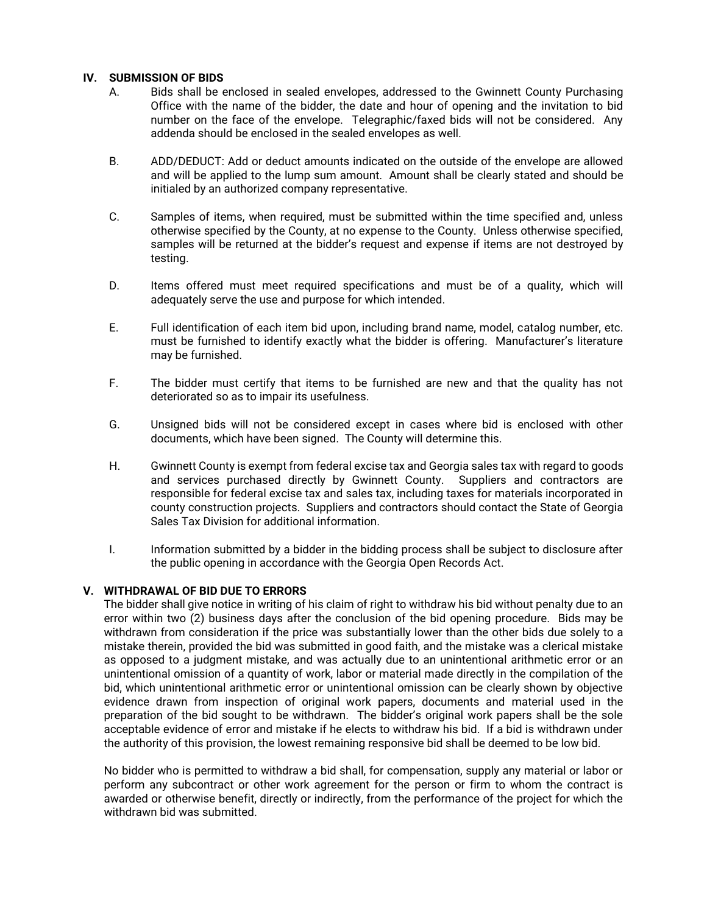## IV. SUBMISSION OF BIDS

A. Bids shall be enclosed in sealed envelopes, addressed to the Gwinnett County Purchasing Office with the name of the bidder, the date and hour of opening and the invitation to bid number on the face of the envelope. Telegraphic/faxed bids will not be considered. Any addenda should be enclosed in the sealed envelopes as well.

B. ADD/DEDUCT: Add or deduct amounts indicated on the outside of the envelope are allowed and will be applied to the lump sum amount. Amount shall be clearly stated and should be initialed by an authorized company representative.

C. Samples of items, when required, must be submitted within the time specified and, unless otherwise specified by the County, at no expense to the County. Unless otherwise specified, samples will be returned at the bidder's request and expense if items are not destroyed by testing.

D. Items offered must meet required specifications and must be of a quality, which will adequately serve the use and purpose for which intended.

E. Full identification of each item bid upon, including brand name, model, catalog number, etc. must be furnished to identify exactly what the bidder is offering. Manufacturer's literature may be furnished.

F. The bidder must certify that items to be furnished are new and that the quality has not deteriorated so as to impair its usefulness.

G. Unsigned bids will not be considered except in cases where bid is enclosed with other documents, which have been signed. The County will determine this.

H. Gwinnett County is exempt from federal excise tax and Georgia sales tax with regard to goods and services purchased directly by Gwinnett County. Suppliers and contractors are responsible for federal excise tax and sales tax, including taxes for materials incorporated in county construction projects. Suppliers and contractors should contact the State of Georgia Sales Tax Division for additional information.

I. Information submitted by a bidder in the bidding process shall be subject to disclosure after the public opening in accordance with the Georgia Open Records Act.

## V. WITHDRAWAL OF BID DUE TO ERRORS

The bidder shall give notice in writing of his claim of right to withdraw his bid without penalty due to an error within two (2) business days after the conclusion of the bid opening procedure. Bids may be withdrawn from consideration if the price was substantially lower than the other bids due solely to a mistake therein, provided the bid was submitted in good faith, and the mistake was a clerical mistake as opposed to a judgment mistake, and was actually due to an unintentional arithmetic error or an unintentional omission of a quantity of work, labor or material made directly in the compilation of the bid, which unintentional arithmetic error or unintentional omission can be clearly shown by objective evidence drawn from inspection of original work papers, documents and material used in the preparation of the bid sought to be withdrawn. The bidder's original work papers shall be the sole acceptable evidence of error and mistake if he elects to withdraw his bid. If a bid is withdrawn under the authority of this provision, the lowest remaining responsive bid shall be deemed to be low bid.

No bidder who is permitted to withdraw a bid shall, for compensation, supply any material or labor or perform any subcontract or other work agreement for the person or firm to whom the contract is awarded or otherwise benefit, directly or indirectly, from the performance of the project for which the withdrawn bid was submitted.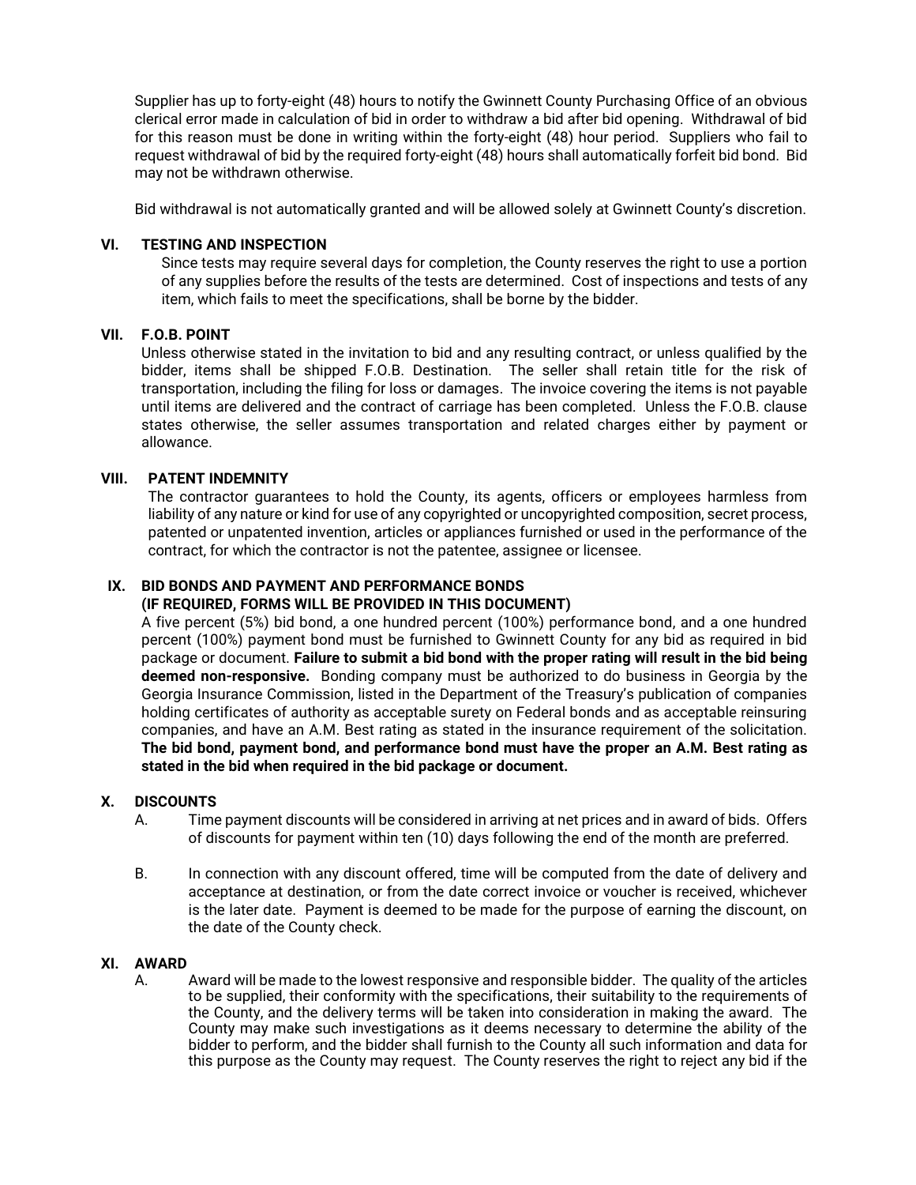Supplier has up to forty-eight (48) hours to notify the Gwinnett County Purchasing Office of an obvious clerical error made in calculation of bid in order to withdraw a bid after bid opening. Withdrawal of bid for this reason must be done in writing within the forty-eight (48) hour period. Suppliers who fail to request withdrawal of bid by the required forty-eight (48) hours shall automatically forfeit bid bond. Bid may not be withdrawn otherwise.

Bid withdrawal is not automatically granted and will be allowed solely at Gwinnett County's discretion.

## VI. TESTING AND INSPECTION

Since tests may require several days for completion, the County reserves the right to use a portion of any supplies before the results of the tests are determined. Cost of inspections and tests of any item, which fails to meet the specifications, shall be borne by the bidder.

## VII. F.O.B. POINT

Unless otherwise stated in the invitation to bid and any resulting contract, or unless qualified by the bidder, items shall be shipped F.O.B. Destination. The seller shall retain title for the risk of transportation, including the filing for loss or damages. The invoice covering the items is not payable until items are delivered and the contract of carriage has been completed. Unless the F.O.B. clause states otherwise, the seller assumes transportation and related charges either by payment or allowance.

## VIII. PATENT INDEMNITY

The contractor guarantees to hold the County, its agents, officers or employees harmless from liability of any nature or kind for use of any copyrighted or uncopyrighted composition, secret process, patented or unpatented invention, articles or appliances furnished or used in the performance of the contract, for which the contractor is not the patentee, assignee or licensee.

## IX. BID BONDS AND PAYMENT AND PERFORMANCE BONDS (IF REQUIRED, FORMS WILL BE PROVIDED IN THIS DOCUMENT)

A five percent (5%) bid bond, a one hundred percent (100%) performance bond, and a one hundred percent (100%) payment bond must be furnished to Gwinnett County for any bid as required in bid package or document. **Failure to submit a bid bond with the proper rating will result in the bid being deemed non-responsive.** Bonding company must be authorized to do business in Georgia by the Georgia Insurance Commission, listed in the Department of the Treasury's publication of companies holding certificates of authority as acceptable surety on Federal bonds and as acceptable reinsuring companies, and have an A.M. Best rating as stated in the insurance requirement of the solicitation. **The bid bond, payment bond, and performance bond must have the proper an A.M. Best rating as stated in the bid when required in the bid package or document.**

## X. DISCOUNTS

A. Time payment discounts will be considered in arriving at net prices and in award of bids. Offers of discounts for payment within ten (10) days following the end of the month are preferred.

B. In connection with any discount offered, time will be computed from the date of delivery and acceptance at destination, or from the date correct invoice or voucher is received, whichever is the later date. Payment is deemed to be made for the purpose of earning the discount, on the date of the County check.

## XI. AWARD

A. Award will be made to the lowest responsive and responsible bidder. The quality of the articles to be supplied, their conformity with the specifications, their suitability to the requirements of the County, and the delivery terms will be taken into consideration in making the award. The County may make such investigations as it deems necessary to determine the ability of the bidder to perform, and the bidder shall furnish to the County all such information and data for this purpose as the County may request. The County reserves the right to reject any bid if the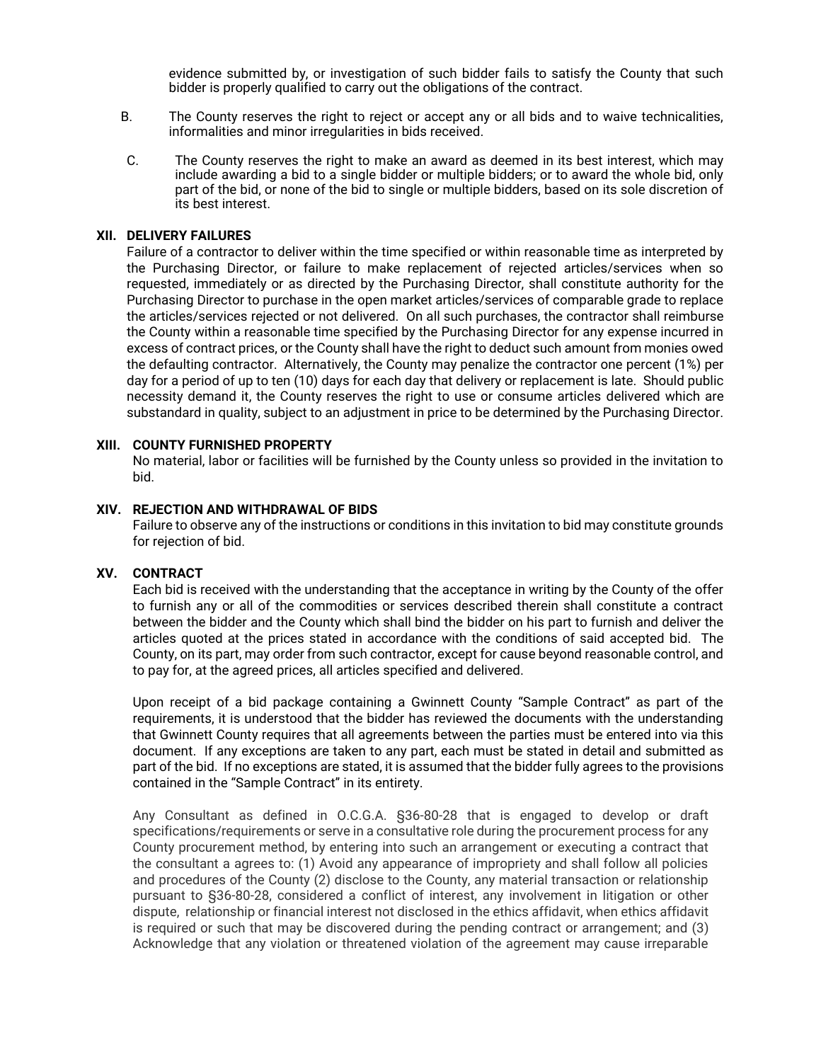evidence submitted by, or investigation of such bidder fails to satisfy the County that such bidder is properly qualified to carry out the obligations of the contract.

B. The County reserves the right to reject or accept any or all bids and to waive technicalities, informalities and minor irregularities in bids received.

C. The County reserves the right to make an award as deemed in its best interest, which may include awarding a bid to a single bidder or multiple bidders; or to award the whole bid, only part of the bid, or none of the bid to single or multiple bidders, based on its sole discretion of its best interest.

**XII. DELIVERY FAILURES**

Failure of a contractor to deliver within the time specified or within reasonable time as interpreted by the Purchasing Director, or failure to make replacement of rejected articles/services when so requested, immediately or as directed by the Purchasing Director, shall constitute authority for the Purchasing Director to purchase in the open market articles/services of comparable grade to replace the articles/services rejected or not delivered. On all such purchases, the contractor shall reimburse the County within a reasonable time specified by the Purchasing Director for any expense incurred in excess of contract prices, or the County shall have the right to deduct such amount from monies owed the defaulting contractor. Alternatively, the County may penalize the contractor one percent (1%) per day for a period of up to ten (10) days for each day that delivery or replacement is late. Should public necessity demand it, the County reserves the right to use or consume articles delivered which are substandard in quality, subject to an adjustment in price to be determined by the Purchasing Director.

**XIII. COUNTY FURNISHED PROPERTY**

No material, labor or facilities will be furnished by the County unless so provided in the invitation to bid.

**XIV. REJECTION AND WITHDRAWAL OF BIDS**

Failure to observe any of the instructions or conditions in this invitation to bid may constitute grounds for rejection of bid.

**XV. CONTRACT**

Each bid is received with the understanding that the acceptance in writing by the County of the offer to furnish any or all of the commodities or services described therein shall constitute a contract between the bidder and the County which shall bind the bidder on his part to furnish and deliver the articles quoted at the prices stated in accordance with the conditions of said accepted bid. The County, on its part, may order from such contractor, except for cause beyond reasonable control, and to pay for, at the agreed prices, all articles specified and delivered.

Upon receipt of a bid package containing a Gwinnett County "Sample Contract" as part of the requirements, it is understood that the bidder has reviewed the documents with the understanding that Gwinnett County requires that all agreements between the parties must be entered into via this document. If any exceptions are taken to any part, each must be stated in detail and submitted as part of the bid. If no exceptions are stated, it is assumed that the bidder fully agrees to the provisions contained in the "Sample Contract" in its entirety.

Any Consultant as defined in O.C.G.A. §36-80-28 that is engaged to develop or draft specifications/requirements or serve in a consultative role during the procurement process for any County procurement method, by entering into such an arrangement or executing a contract that the consultant a agrees to: (1) Avoid any appearance of impropriety and shall follow all policies and procedures of the County (2) disclose to the County, any material transaction or relationship pursuant to §36-80-28, considered a conflict of interest, any involvement in litigation or other dispute, relationship or financial interest not disclosed in the ethics affidavit, when ethics affidavit is required or such that may be discovered during the pending contract or arrangement; and (3) Acknowledge that any violation or threatened violation of the agreement may cause irreparable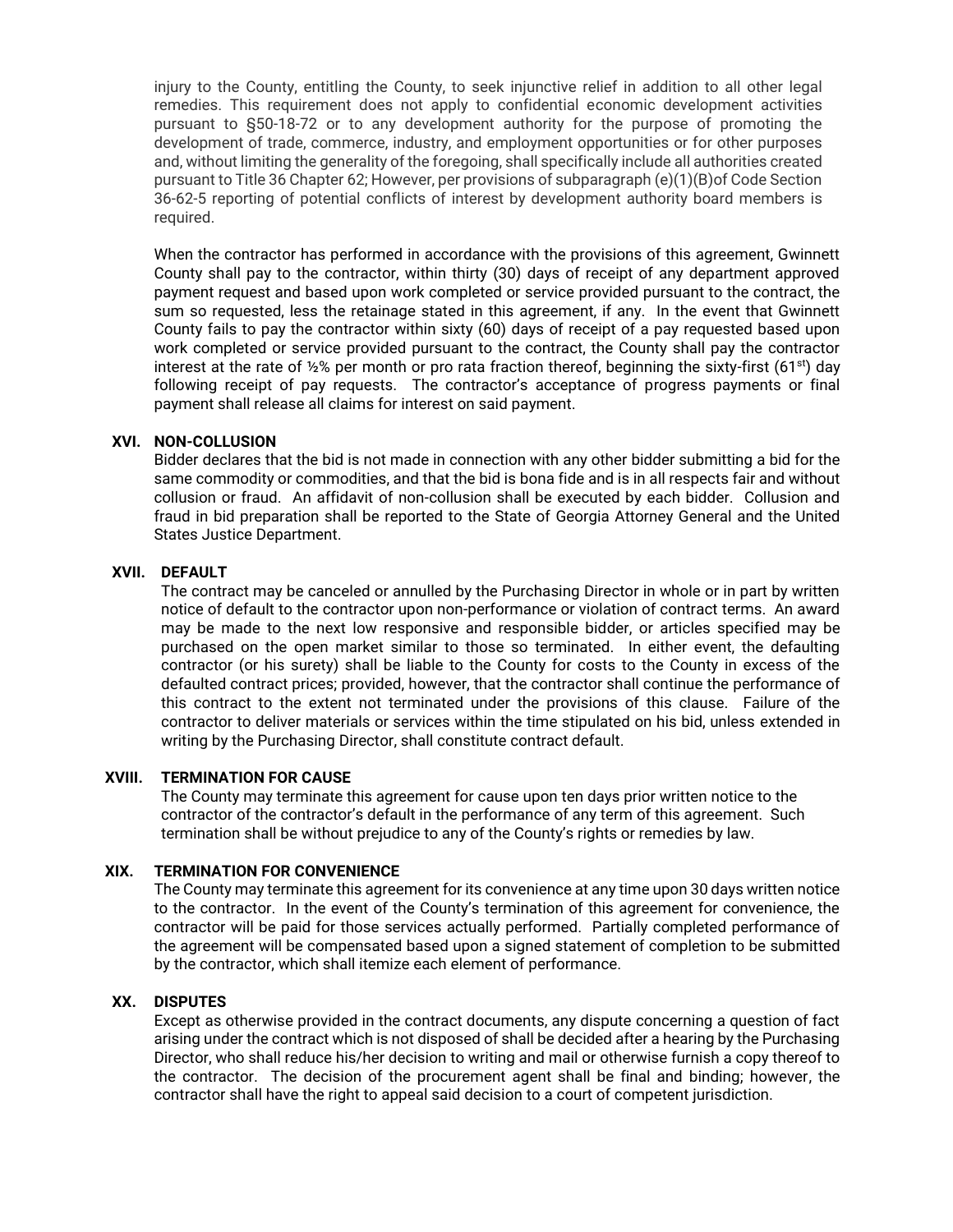injury to the County, entitling the County, to seek injunctive relief in addition to all other legal remedies. This requirement does not apply to confidential economic development activities pursuant to §50-18-72 or to any development authority for the purpose of promoting the development of trade, commerce, industry, and employment opportunities or for other purposes and, without limiting the generality of the foregoing, shall specifically include all authorities created pursuant to Title 36 Chapter 62; However, per provisions of subparagraph (e)(1)(B)of Code Section 36-62-5 reporting of potential conflicts of interest by development authority board members is required.

When the contractor has performed in accordance with the provisions of this agreement, Gwinnett County shall pay to the contractor, within thirty (30) days of receipt of any department approved payment request and based upon work completed or service provided pursuant to the contract, the sum so requested, less the retainage stated in this agreement, if any. In the event that Gwinnett County fails to pay the contractor within sixty (60) days of receipt of a pay requested based upon work completed or service provided pursuant to the contract, the County shall pay the contractor interest at the rate of ½% per month or pro rata fraction thereof, beginning the sixty-first (61st) day following receipt of pay requests. The contractor's acceptance of progress payments or final payment shall release all claims for interest on said payment.

## XVI. NON-COLLUSION

Bidder declares that the bid is not made in connection with any other bidder submitting a bid for the same commodity or commodities, and that the bid is bona fide and is in all respects fair and without collusion or fraud. An affidavit of non-collusion shall be executed by each bidder. Collusion and fraud in bid preparation shall be reported to the State of Georgia Attorney General and the United States Justice Department.

## XVII. DEFAULT

The contract may be canceled or annulled by the Purchasing Director in whole or in part by written notice of default to the contractor upon non-performance or violation of contract terms. An award may be made to the next low responsive and responsible bidder, or articles specified may be purchased on the open market similar to those so terminated. In either event, the defaulting contractor (or his surety) shall be liable to the County for costs to the County in excess of the defaulted contract prices; provided, however, that the contractor shall continue the performance of this contract to the extent not terminated under the provisions of this clause. Failure of the contractor to deliver materials or services within the time stipulated on his bid, unless extended in writing by the Purchasing Director, shall constitute contract default.

## XVIII. TERMINATION FOR CAUSE

The County may terminate this agreement for cause upon ten days prior written notice to the contractor of the contractor's default in the performance of any term of this agreement. Such termination shall be without prejudice to any of the County's rights or remedies by law.

## XIX. TERMINATION FOR CONVENIENCE

The County may terminate this agreement for its convenience at any time upon 30 days written notice to the contractor. In the event of the County's termination of this agreement for convenience, the contractor will be paid for those services actually performed. Partially completed performance of the agreement will be compensated based upon a signed statement of completion to be submitted by the contractor, which shall itemize each element of performance.

## XX. DISPUTES

Except as otherwise provided in the contract documents, any dispute concerning a question of fact arising under the contract which is not disposed of shall be decided after a hearing by the Purchasing Director, who shall reduce his/her decision to writing and mail or otherwise furnish a copy thereof to the contractor. The decision of the procurement agent shall be final and binding; however, the contractor shall have the right to appeal said decision to a court of competent jurisdiction.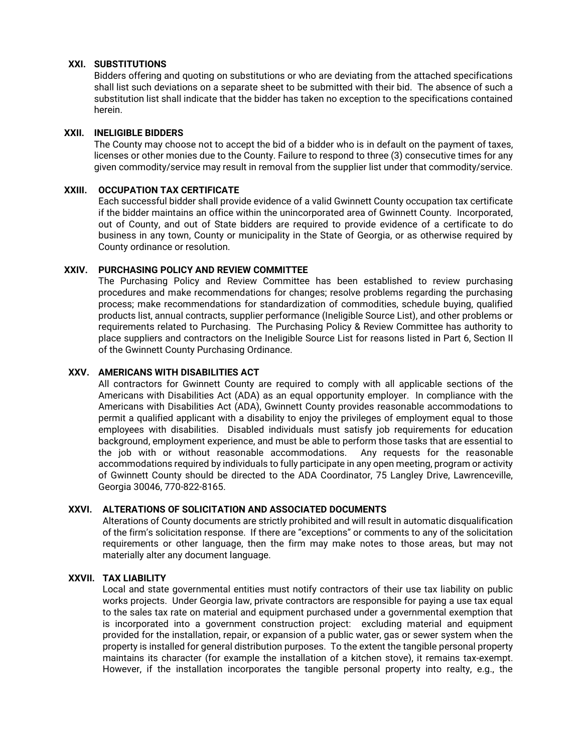### XXI. SUBSTITUTIONS

Bidders offering and quoting on substitutions or who are deviating from the attached specifications shall list such deviations on a separate sheet to be submitted with their bid. The absence of such a substitution list shall indicate that the bidder has taken no exception to the specifications contained herein.

### XXII. INELIGIBLE BIDDERS

The County may choose not to accept the bid of a bidder who is in default on the payment of taxes, licenses or other monies due to the County. Failure to respond to three (3) consecutive times for any given commodity/service may result in removal from the supplier list under that commodity/service.

### XXIII. OCCUPATION TAX CERTIFICATE

Each successful bidder shall provide evidence of a valid Gwinnett County occupation tax certificate if the bidder maintains an office within the unincorporated area of Gwinnett County. Incorporated, out of County, and out of State bidders are required to provide evidence of a certificate to do business in any town, County or municipality in the State of Georgia, or as otherwise required by County ordinance or resolution.

### XXIV. PURCHASING POLICY AND REVIEW COMMITTEE

The Purchasing Policy and Review Committee has been established to review purchasing procedures and make recommendations for changes; resolve problems regarding the purchasing process; make recommendations for standardization of commodities, schedule buying, qualified products list, annual contracts, supplier performance (Ineligible Source List), and other problems or requirements related to Purchasing. The Purchasing Policy & Review Committee has authority to place suppliers and contractors on the Ineligible Source List for reasons listed in Part 6, Section II of the Gwinnett County Purchasing Ordinance.

### XXV. AMERICANS WITH DISABILITIES ACT

All contractors for Gwinnett County are required to comply with all applicable sections of the Americans with Disabilities Act (ADA) as an equal opportunity employer. In compliance with the Americans with Disabilities Act (ADA), Gwinnett County provides reasonable accommodations to permit a qualified applicant with a disability to enjoy the privileges of employment equal to those employees with disabilities. Disabled individuals must satisfy job requirements for education background, employment experience, and must be able to perform those tasks that are essential to the job with or without reasonable accommodations. Any requests for the reasonable accommodations required by individuals to fully participate in any open meeting, program or activity of Gwinnett County should be directed to the ADA Coordinator, 75 Langley Drive, Lawrenceville, Georgia 30046, 770-822-8165.

### XXVI. ALTERATIONS OF SOLICITATION AND ASSOCIATED DOCUMENTS

Alterations of County documents are strictly prohibited and will result in automatic disqualification of the firm's solicitation response. If there are "exceptions" or comments to any of the solicitation requirements or other language, then the firm may make notes to those areas, but may not materially alter any document language.

### XXVII. TAX LIABILITY

Local and state governmental entities must notify contractors of their use tax liability on public works projects. Under Georgia law, private contractors are responsible for paying a use tax equal to the sales tax rate on material and equipment purchased under a governmental exemption that is incorporated into a government construction project: excluding material and equipment provided for the installation, repair, or expansion of a public water, gas or sewer system when the property is installed for general distribution purposes. To the extent the tangible personal property maintains its character (for example the installation of a kitchen stove), it remains tax-exempt. However, if the installation incorporates the tangible personal property into realty, e.g., the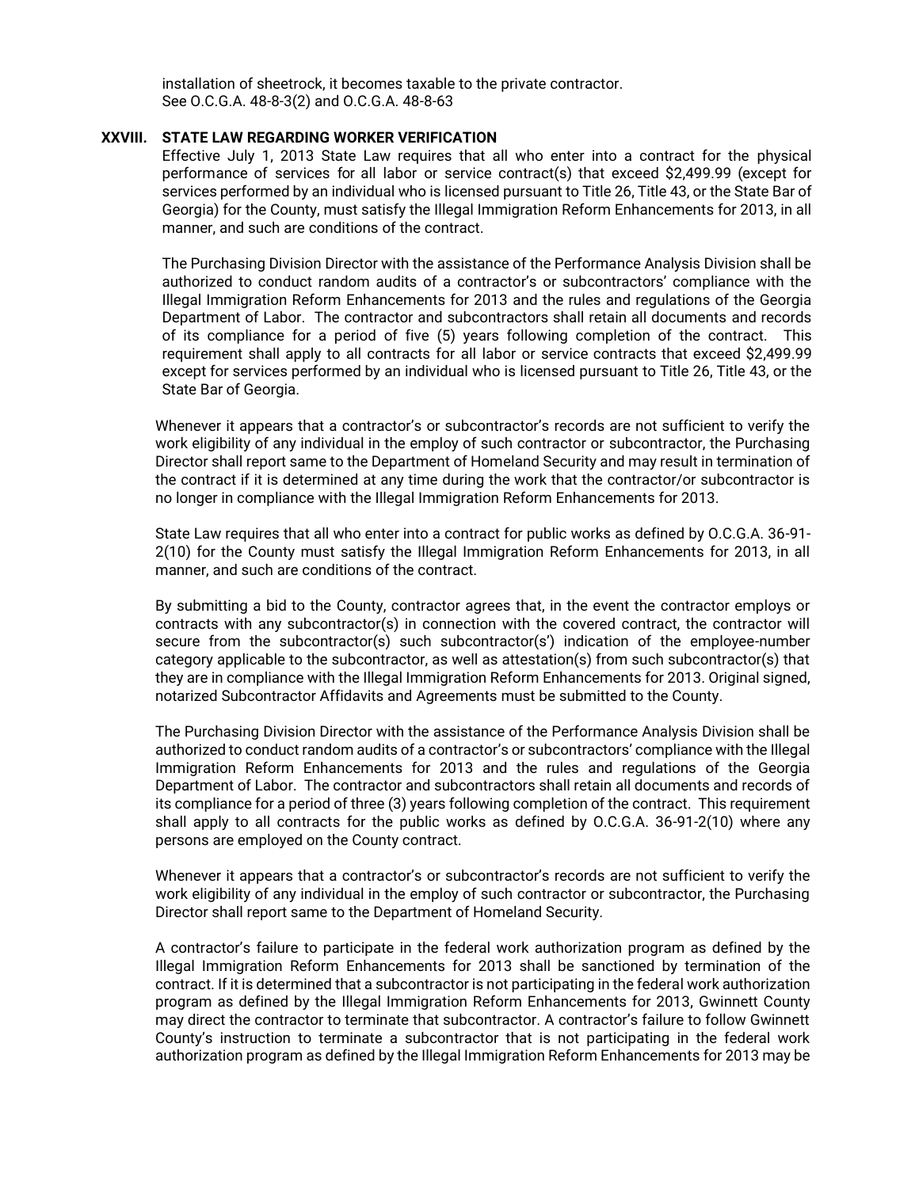installation of sheetrock, it becomes taxable to the private contractor. See O.C.G.A. 48-8-3(2) and O.C.G.A. 48-8-63

## XXVIII. STATE LAW REGARDING WORKER VERIFICATION

Effective July 1, 2013 State Law requires that all who enter into a contract for the physical performance of services for all labor or service contract(s) that exceed $2,499.99 (except for services performed by an individual who is licensed pursuant to Title 26, Title 43, or the State Bar of Georgia) for the County, must satisfy the Illegal Immigration Reform Enhancements for 2013, in all manner, and such are conditions of the contract.

The Purchasing Division Director with the assistance of the Performance Analysis Division shall be authorized to conduct random audits of a contractor's or subcontractors' compliance with the Illegal Immigration Reform Enhancements for 2013 and the rules and regulations of the Georgia Department of Labor. The contractor and subcontractors shall retain all documents and records of its compliance for a period of five (5) years following completion of the contract. This requirement shall apply to all contracts for all labor or service contracts that exceed $2,499.99 except for services performed by an individual who is licensed pursuant to Title 26, Title 43, or the State Bar of Georgia.

Whenever it appears that a contractor's or subcontractor's records are not sufficient to verify the work eligibility of any individual in the employ of such contractor or subcontractor, the Purchasing Director shall report same to the Department of Homeland Security and may result in termination of the contract if it is determined at any time during the work that the contractor/or subcontractor is no longer in compliance with the Illegal Immigration Reform Enhancements for 2013.

State Law requires that all who enter into a contract for public works as defined by O.C.G.A. 36-91-2(10) for the County must satisfy the Illegal Immigration Reform Enhancements for 2013, in all manner, and such are conditions of the contract.

By submitting a bid to the County, contractor agrees that, in the event the contractor employs or contracts with any subcontractor(s) in connection with the covered contract, the contractor will secure from the subcontractor(s) such subcontractor(s') indication of the employee-number category applicable to the subcontractor, as well as attestation(s) from such subcontractor(s) that they are in compliance with the Illegal Immigration Reform Enhancements for 2013. Original signed, notarized Subcontractor Affidavits and Agreements must be submitted to the County.

The Purchasing Division Director with the assistance of the Performance Analysis Division shall be authorized to conduct random audits of a contractor's or subcontractors' compliance with the Illegal Immigration Reform Enhancements for 2013 and the rules and regulations of the Georgia Department of Labor. The contractor and subcontractors shall retain all documents and records of its compliance for a period of three (3) years following completion of the contract. This requirement shall apply to all contracts for the public works as defined by O.C.G.A. 36-91-2(10) where any persons are employed on the County contract.

Whenever it appears that a contractor's or subcontractor's records are not sufficient to verify the work eligibility of any individual in the employ of such contractor or subcontractor, the Purchasing Director shall report same to the Department of Homeland Security.

A contractor's failure to participate in the federal work authorization program as defined by the Illegal Immigration Reform Enhancements for 2013 shall be sanctioned by termination of the contract. If it is determined that a subcontractor is not participating in the federal work authorization program as defined by the Illegal Immigration Reform Enhancements for 2013, Gwinnett County may direct the contractor to terminate that subcontractor. A contractor's failure to follow Gwinnett County's instruction to terminate a subcontractor that is not participating in the federal work authorization program as defined by the Illegal Immigration Reform Enhancements for 2013 may be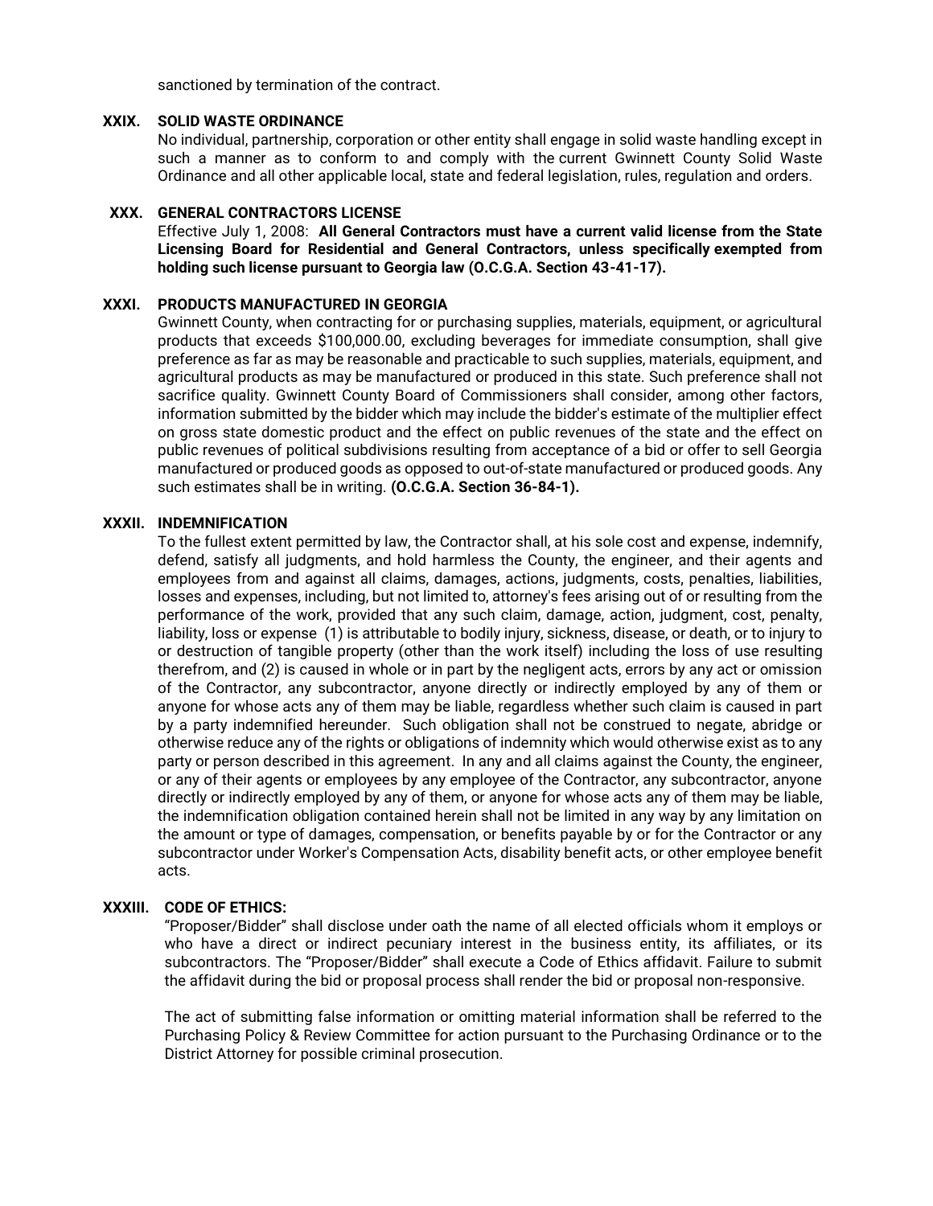sanctioned by termination of the contract.

## XXIX. SOLID WASTE ORDINANCE

No individual, partnership, corporation or other entity shall engage in solid waste handling except in such a manner as to conform to and comply with the current Gwinnett County Solid Waste Ordinance and all other applicable local, state and federal legislation, rules, regulation and orders.

## XXX. GENERAL CONTRACTORS LICENSE

Effective July 1, 2008: **All General Contractors must have a current valid license from the State Licensing Board for Residential and General Contractors, unless specifically exempted from holding such license pursuant to Georgia law (O.C.G.A. Section 43-41-17).**

## XXXI. PRODUCTS MANUFACTURED IN GEORGIA

Gwinnett County, when contracting for or purchasing supplies, materials, equipment, or agricultural products that exceeds $100,000.00, excluding beverages for immediate consumption, shall give preference as far as may be reasonable and practicable to such supplies, materials, equipment, and agricultural products as may be manufactured or produced in this state. Such preference shall not sacrifice quality. Gwinnett County Board of Commissioners shall consider, among other factors, information submitted by the bidder which may include the bidder's estimate of the multiplier effect on gross state domestic product and the effect on public revenues of the state and the effect on public revenues of political subdivisions resulting from acceptance of a bid or offer to sell Georgia manufactured or produced goods as opposed to out-of-state manufactured or produced goods. Any such estimates shall be in writing. **(O.C.G.A. Section 36-84-1).**

## XXXII. INDEMNIFICATION

To the fullest extent permitted by law, the Contractor shall, at his sole cost and expense, indemnify, defend, satisfy all judgments, and hold harmless the County, the engineer, and their agents and employees from and against all claims, damages, actions, judgments, costs, penalties, liabilities, losses and expenses, including, but not limited to, attorney's fees arising out of or resulting from the performance of the work, provided that any such claim, damage, action, judgment, cost, penalty, liability, loss or expense (1) is attributable to bodily injury, sickness, disease, or death, or to injury to or destruction of tangible property (other than the work itself) including the loss of use resulting therefrom, and (2) is caused in whole or in part by the negligent acts, errors by any act or omission of the Contractor, any subcontractor, anyone directly or indirectly employed by any of them or anyone for whose acts any of them may be liable, regardless whether such claim is caused in part by a party indemnified hereunder. Such obligation shall not be construed to negate, abridge or otherwise reduce any of the rights or obligations of indemnity which would otherwise exist as to any party or person described in this agreement. In any and all claims against the County, the engineer, or any of their agents or employees by any employee of the Contractor, any subcontractor, anyone directly or indirectly employed by any of them, or anyone for whose acts any of them may be liable, the indemnification obligation contained herein shall not be limited in any way by any limitation on the amount or type of damages, compensation, or benefits payable by or for the Contractor or any subcontractor under Worker's Compensation Acts, disability benefit acts, or other employee benefit acts.

## XXXIII. CODE OF ETHICS:

"Proposer/Bidder" shall disclose under oath the name of all elected officials whom it employs or who have a direct or indirect pecuniary interest in the business entity, its affiliates, or its subcontractors. The "Proposer/Bidder" shall execute a Code of Ethics affidavit. Failure to submit the affidavit during the bid or proposal process shall render the bid or proposal non-responsive.

The act of submitting false information or omitting material information shall be referred to the Purchasing Policy & Review Committee for action pursuant to the Purchasing Ordinance or to the District Attorney for possible criminal prosecution.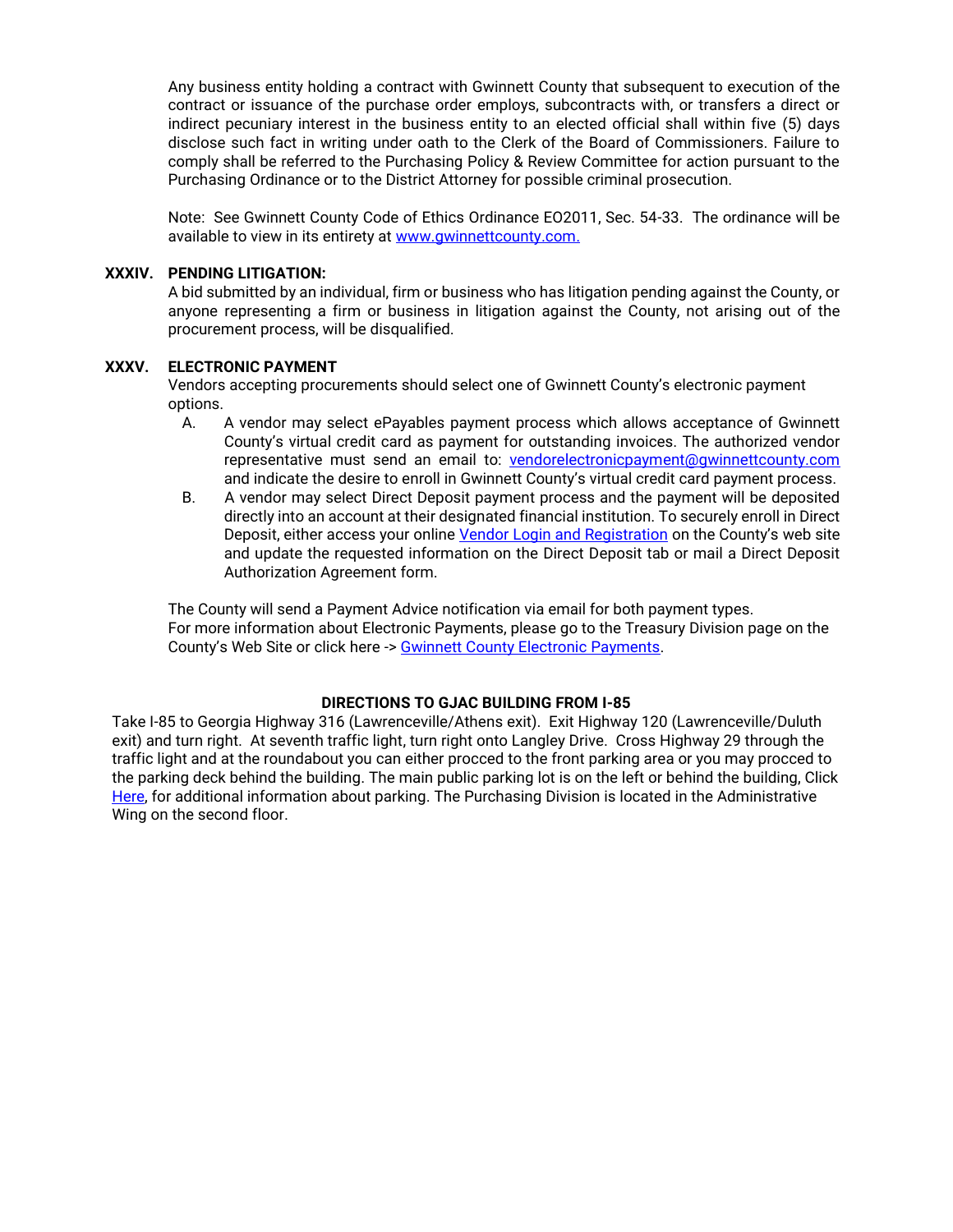Any business entity holding a contract with Gwinnett County that subsequent to execution of the contract or issuance of the purchase order employs, subcontracts with, or transfers a direct or indirect pecuniary interest in the business entity to an elected official shall within five (5) days disclose such fact in writing under oath to the Clerk of the Board of Commissioners. Failure to comply shall be referred to the Purchasing Policy & Review Committee for action pursuant to the Purchasing Ordinance or to the District Attorney for possible criminal prosecution.

Note: See Gwinnett County Code of Ethics Ordinance EO2011, Sec. 54-33. The ordinance will be available to view in its entirety at [www.gwinnettcounty.com.](www.gwinnettcounty.com)

**XXXIV. PENDING LITIGATION:**

A bid submitted by an individual, firm or business who has litigation pending against the County, or anyone representing a firm or business in litigation against the County, not arising out of the procurement process, will be disqualified.

**XXXV. ELECTRONIC PAYMENT**

Vendors accepting procurements should select one of Gwinnett County's electronic payment options.

A. A vendor may select ePayables payment process which allows acceptance of Gwinnett County's virtual credit card as payment for outstanding invoices. The authorized vendor representative must send an email to: vendorelectronicpayment@gwinnettcounty.com and indicate the desire to enroll in Gwinnett County's virtual credit card payment process.

B. A vendor may select Direct Deposit payment process and the payment will be deposited directly into an account at their designated financial institution. To securely enroll in Direct Deposit, either access your online Vendor Login and Registration on the County's web site and update the requested information on the Direct Deposit tab or mail a Direct Deposit Authorization Agreement form.

The County will send a Payment Advice notification via email for both payment types.
For more information about Electronic Payments, please go to the Treasury Division page on the County's Web Site or click here -> Gwinnett County Electronic Payments.

**DIRECTIONS TO GJAC BUILDING FROM I-85**

Take I-85 to Georgia Highway 316 (Lawrenceville/Athens exit). Exit Highway 120 (Lawrenceville/Duluth exit) and turn right. At seventh traffic light, turn right onto Langley Drive. Cross Highway 29 through the traffic light and at the roundabout you can either procced to the front parking area or you may procced to the parking deck behind the building. The main public parking lot is on the left or behind the building, Click Here, for additional information about parking. The Purchasing Division is located in the Administrative Wing on the second floor.